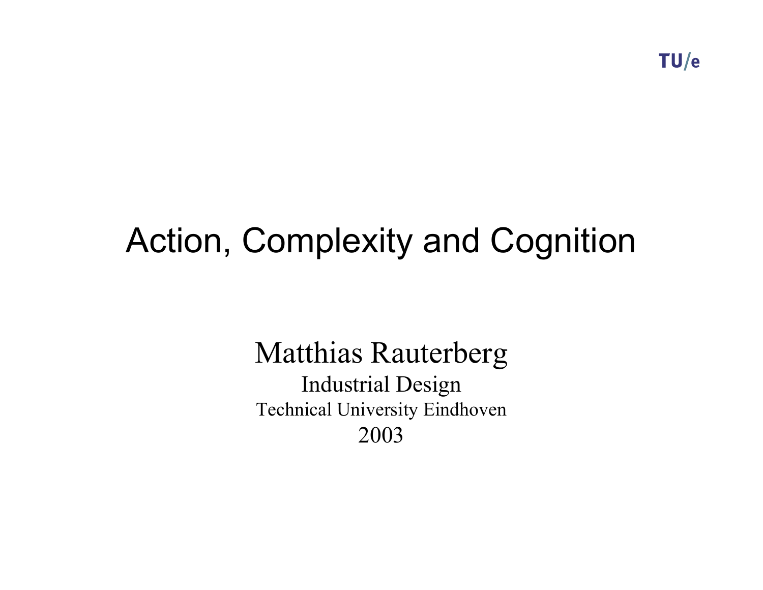# Action, Complexity and Cognition

Matthias Rauterberg

Industrial Design

Technical University Eindhoven

2003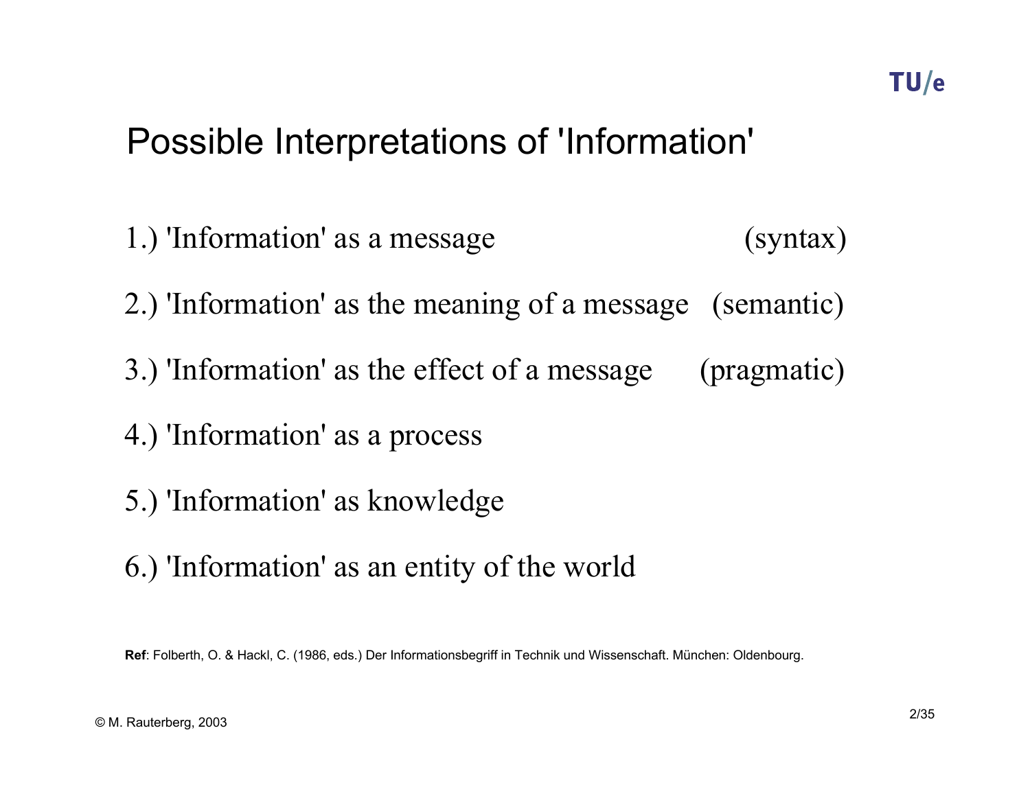# Possible Interpretations of 'Information'

1.) 'Information' as a message (syntax)

2.) 'Information' as the meaning of a message (semantic)

3.) 'Information' as the effect of a message (pragmatic)

4.) 'Information' as a process

5.) 'Information' as knowledge

6.) 'Information' as an entity of the world

**Ref**: Folberth, O. & Hackl, C. (1986, eds.) Der Informationsbegriff in Technik und Wissenschaft. München: Oldenbourg.

© M. Rauterberg, 2003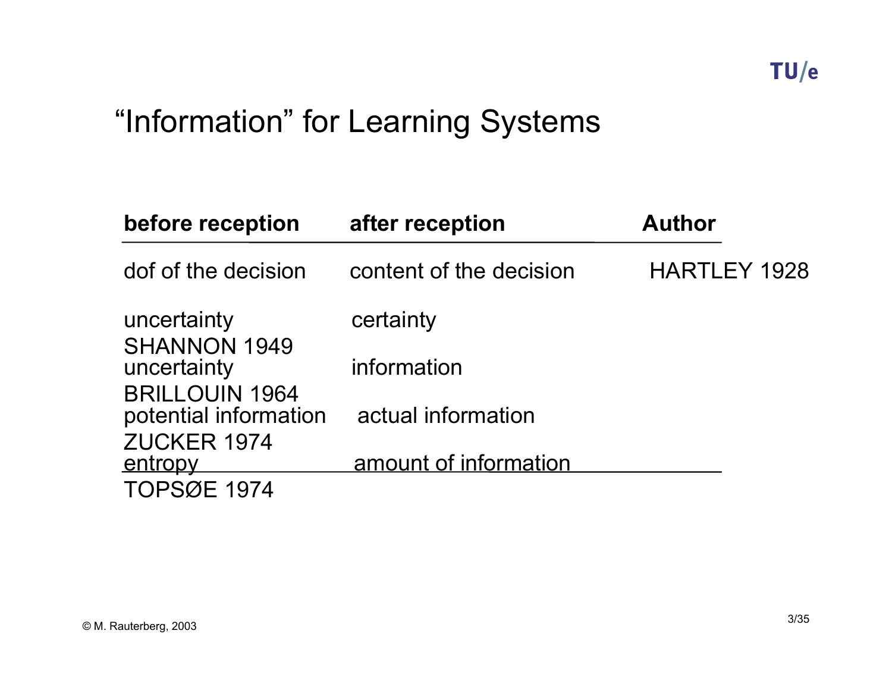# “Information” for Learning Systems

| before reception | after reception | Author |
|---|---|---|
| dof of the decision | content of the decision | HARTLEY 1928 |
| uncertainty | certainty | SHANNON 1949 |
| uncertainty | information | BRILLOUIN 1964 |
| potential information | actual information | ZUCKER 1974 |
| entropy | amount of information | TOPSØE 1974 |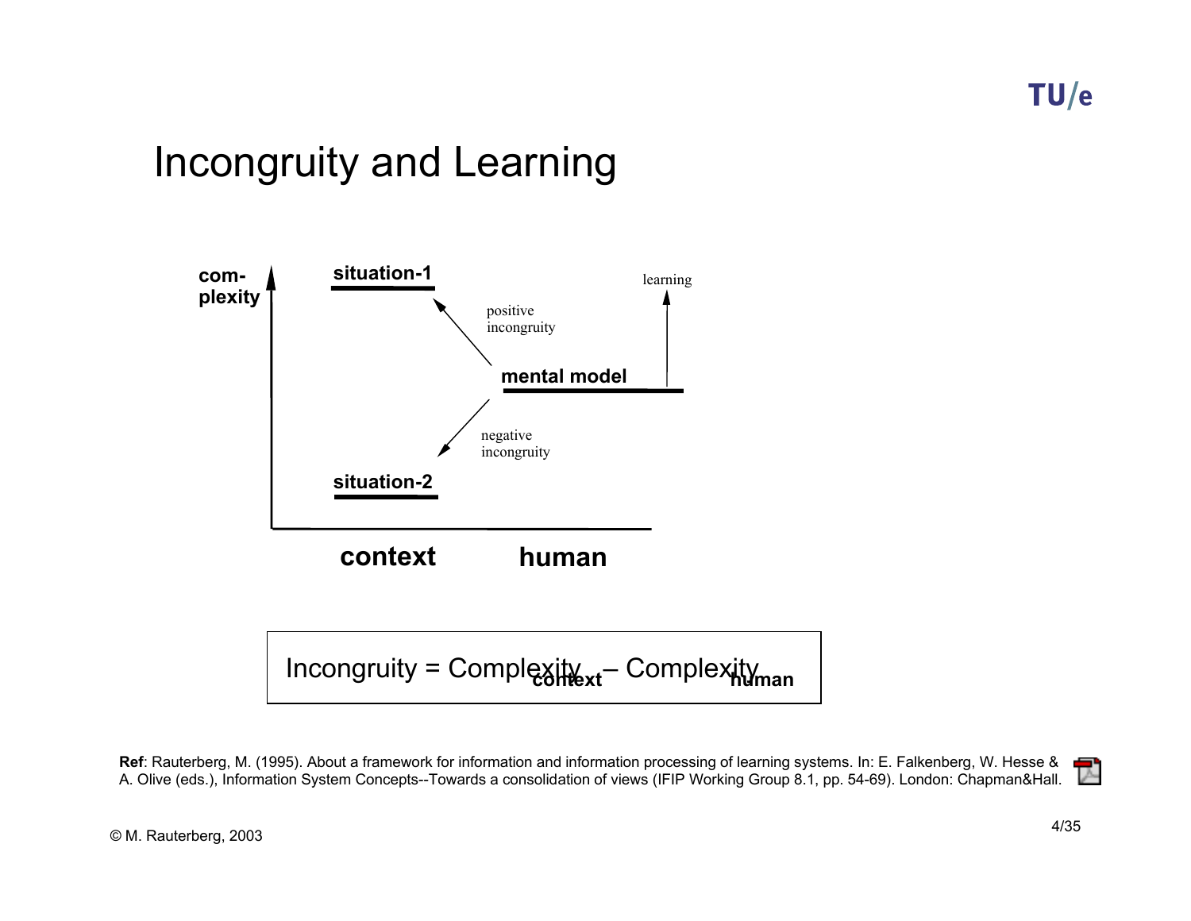# Incongruity and Learning

com-
plexity

situation-1

positive
incongruity

learning

mental model

negative
incongruity

situation-2

context human

$$\text{Incongruity} = \text{Complexity}_{\textbf{context}} - \text{Complexity}_{\textbf{human}}$$

**Ref**: Rauterberg, M. (1995). About a framework for information and information processing of learning systems. In: E. Falkenberg, W. Hesse & A. Olive (eds.), Information System Concepts--Towards a consolidation of views (IFIP Working Group 8.1, pp. 54-69). London: Chapman&Hall.

© M. Rauterberg, 2003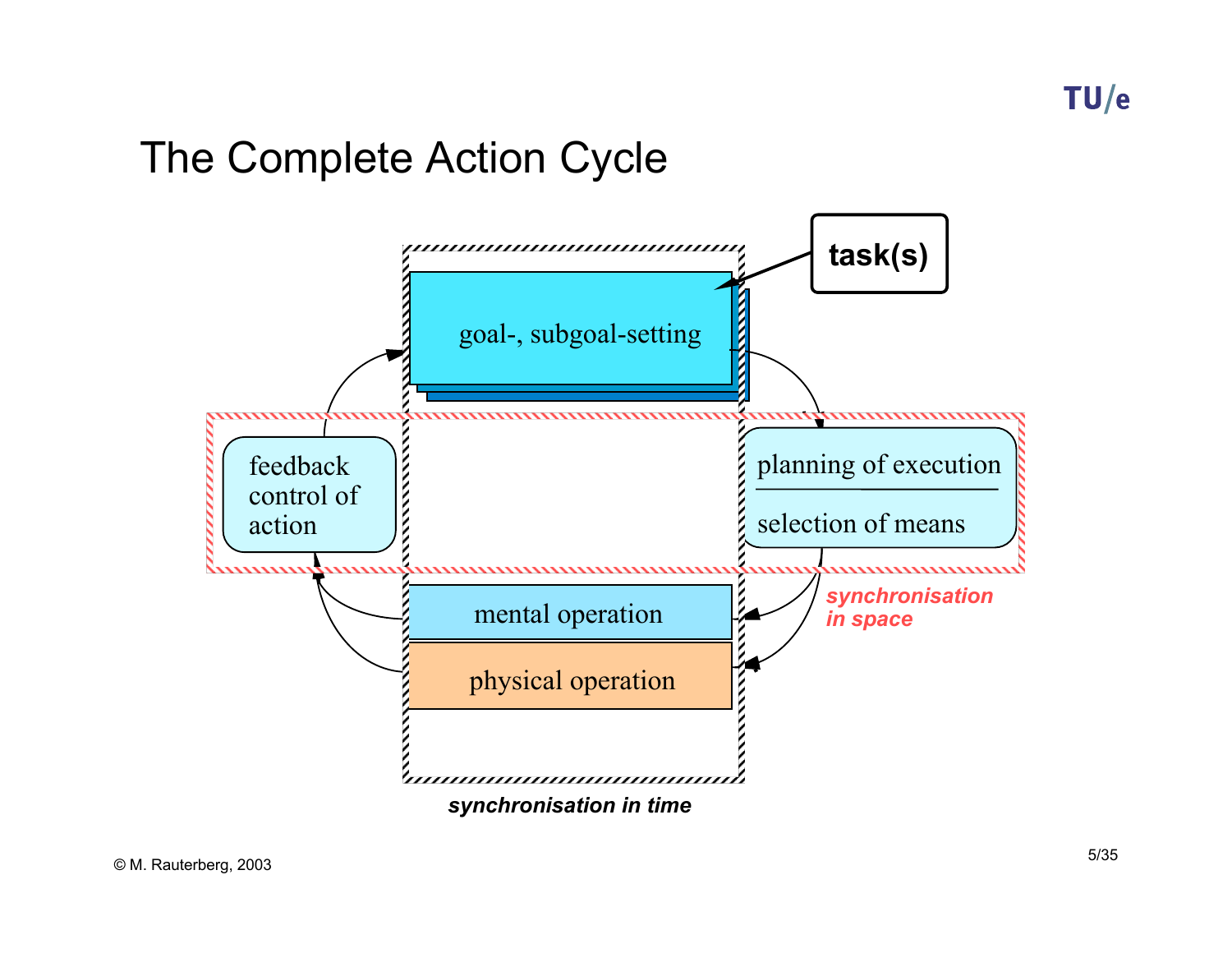# The Complete Action Cycle

task(s)

goal-, subgoal-setting

feedback control of action

planning of execution

selection of means

*synchronisation in space*

mental operation

physical operation

*synchronisation in time*

© M. Rauterberg, 2003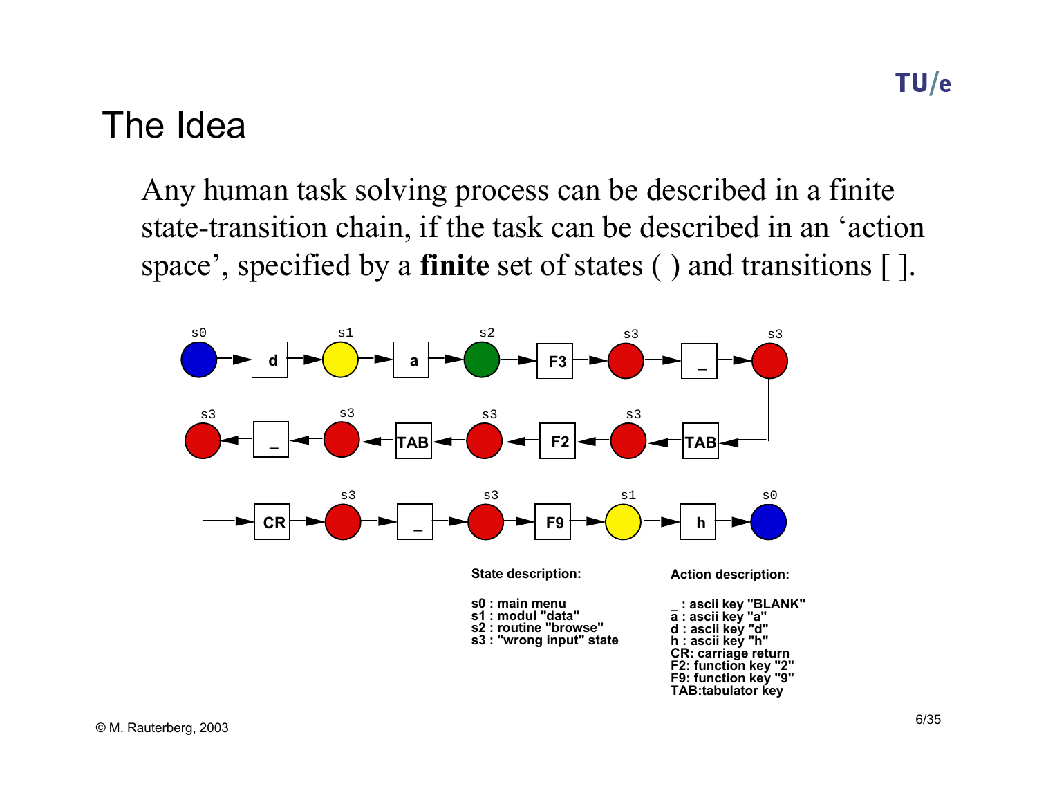# The Idea

Any human task solving process can be described in a finite state-transition chain, if the task can be described in an ‘action space’, specified by a **finite** set of states ( ) and transitions [ ].

s0 → [d] → s1 → [a] → s2 → [F3] → s3 → [_] → s3 → [TAB] → s3 → [F2] → s3 → [TAB] → s3 → [_] → s3 → [CR] → s3 → [_] → s3 → [F9] → s1 → [h] → s0

**State description:**

s0 : main menu
s1 : modul "data"
s2 : routine "browse"
s3 : "wrong input" state

**Action description:**

_ : ascii key "BLANK"
a : ascii key "a"
d : ascii key "d"
h : ascii key "h"
CR: carriage return
F2: function key "2"
F9: function key "9"
TAB:tabulator key

© M. Rauterberg, 2003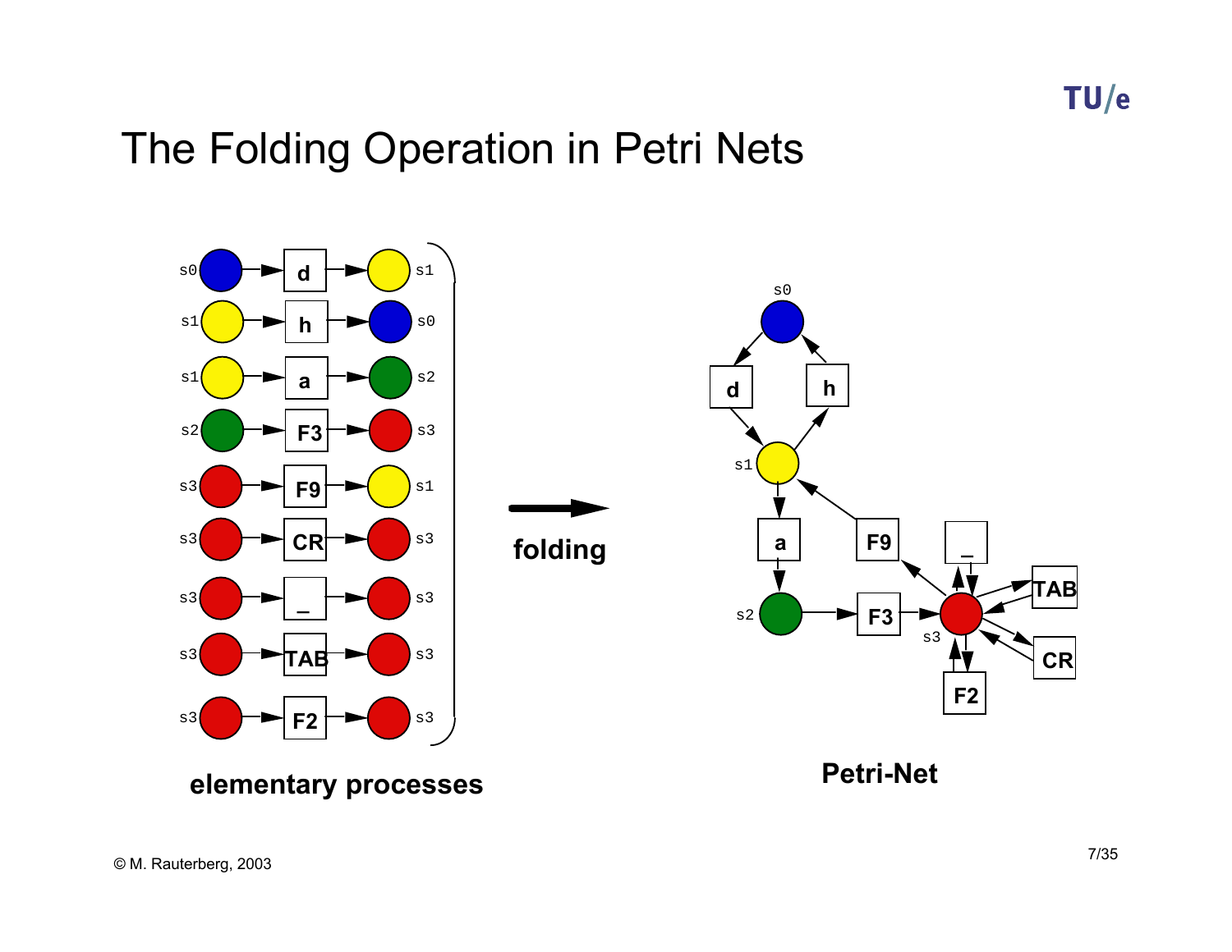# The Folding Operation in Petri Nets

s0 → d → s1
s1 → h → s0
s1 → a → s2
s2 → F3 → s3
s3 → F9 → s1
s3 → CR → s3
s3 → _ → s3
s3 → TAB → s3
s3 → F2 → s3

**folding**

**elementary processes**

**Petri-Net**

© M. Rauterberg, 2003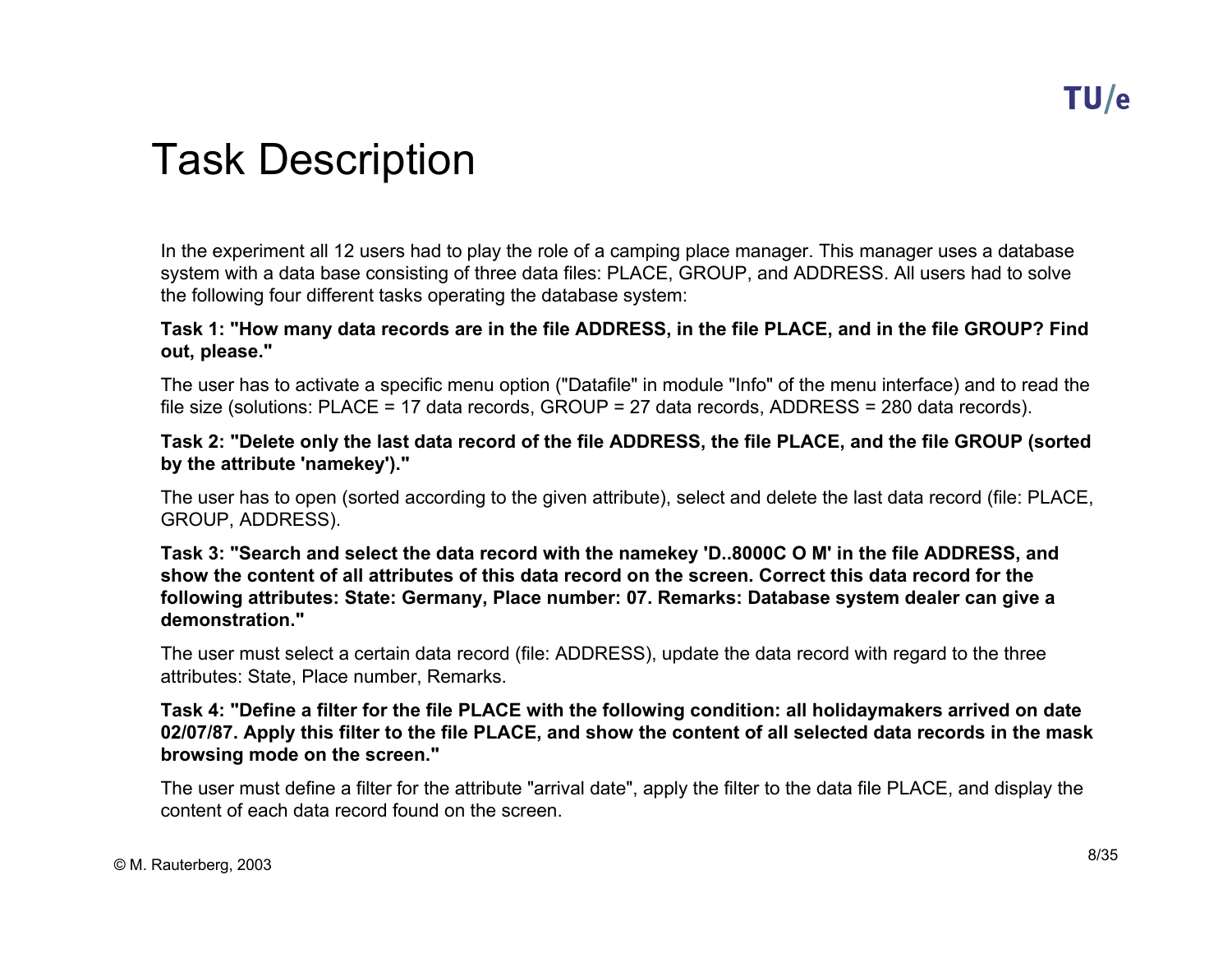# Task Description

In the experiment all 12 users had to play the role of a camping place manager. This manager uses a database system with a data base consisting of three data files: PLACE, GROUP, and ADDRESS. All users had to solve the following four different tasks operating the database system:

**Task 1: "How many data records are in the file ADDRESS, in the file PLACE, and in the file GROUP? Find out, please."**

The user has to activate a specific menu option ("Datafile" in module "Info" of the menu interface) and to read the file size (solutions: PLACE = 17 data records, GROUP = 27 data records, ADDRESS = 280 data records).

**Task 2: "Delete only the last data record of the file ADDRESS, the file PLACE, and the file GROUP (sorted by the attribute 'namekey')."**

The user has to open (sorted according to the given attribute), select and delete the last data record (file: PLACE, GROUP, ADDRESS).

**Task 3: "Search and select the data record with the namekey 'D..8000C O M' in the file ADDRESS, and show the content of all attributes of this data record on the screen. Correct this data record for the following attributes: State: Germany, Place number: 07. Remarks: Database system dealer can give a demonstration."**

The user must select a certain data record (file: ADDRESS), update the data record with regard to the three attributes: State, Place number, Remarks.

**Task 4: "Define a filter for the file PLACE with the following condition: all holidaymakers arrived on date 02/07/87. Apply this filter to the file PLACE, and show the content of all selected data records in the mask browsing mode on the screen."**

The user must define a filter for the attribute "arrival date", apply the filter to the data file PLACE, and display the content of each data record found on the screen.

© M. Rauterberg, 2003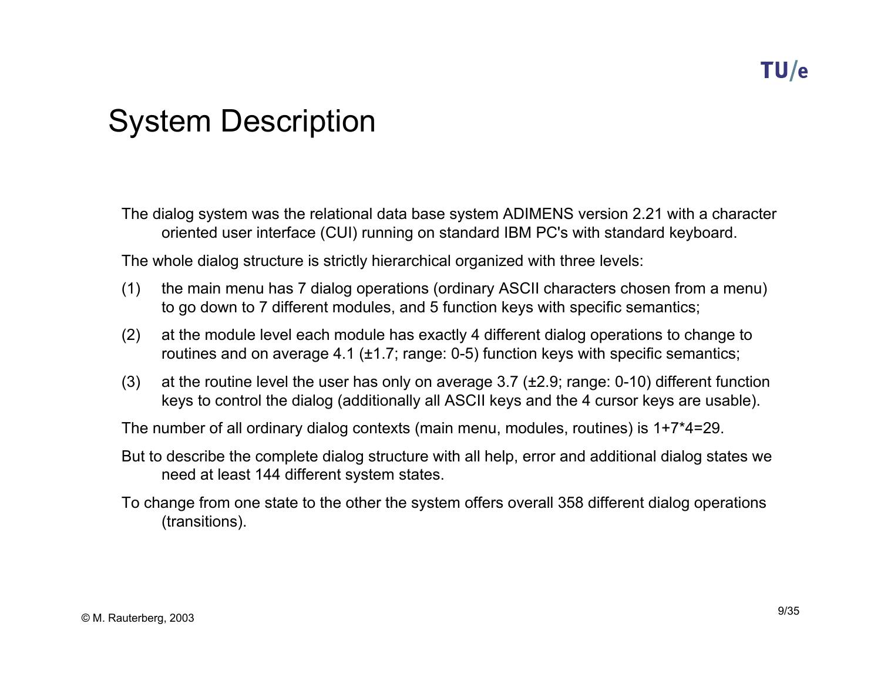# System Description

The dialog system was the relational data base system ADIMENS version 2.21 with a character oriented user interface (CUI) running on standard IBM PC's with standard keyboard.

The whole dialog structure is strictly hierarchical organized with three levels:

(1) the main menu has 7 dialog operations (ordinary ASCII characters chosen from a menu) to go down to 7 different modules, and 5 function keys with specific semantics;

(2) at the module level each module has exactly 4 different dialog operations to change to routines and on average 4.1 (±1.7; range: 0-5) function keys with specific semantics;

(3) at the routine level the user has only on average 3.7 (±2.9; range: 0-10) different function keys to control the dialog (additionally all ASCII keys and the 4 cursor keys are usable).

The number of all ordinary dialog contexts (main menu, modules, routines) is 1+7*4=29.

But to describe the complete dialog structure with all help, error and additional dialog states we need at least 144 different system states.

To change from one state to the other the system offers overall 358 different dialog operations (transitions).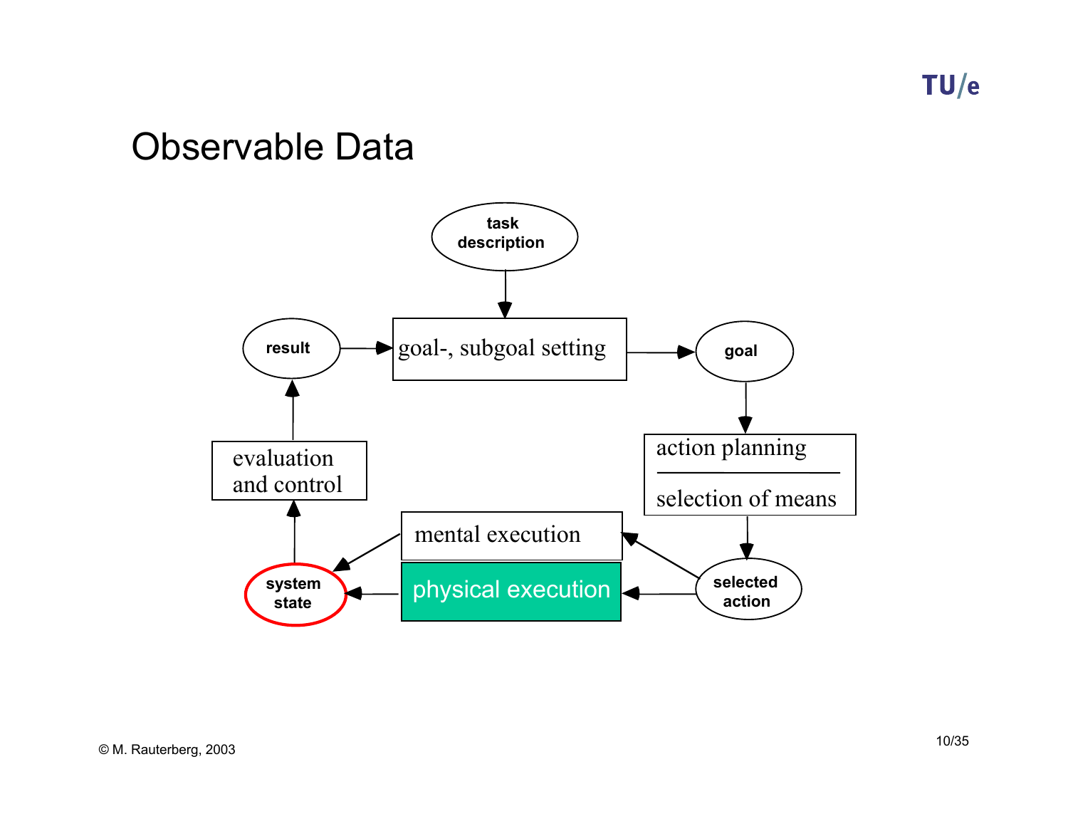# Observable Data

task description

goal-, subgoal setting

goal

action planning

selection of means

selected action

mental execution

physical execution

system state

evaluation and control

result

© M. Rauterberg, 2003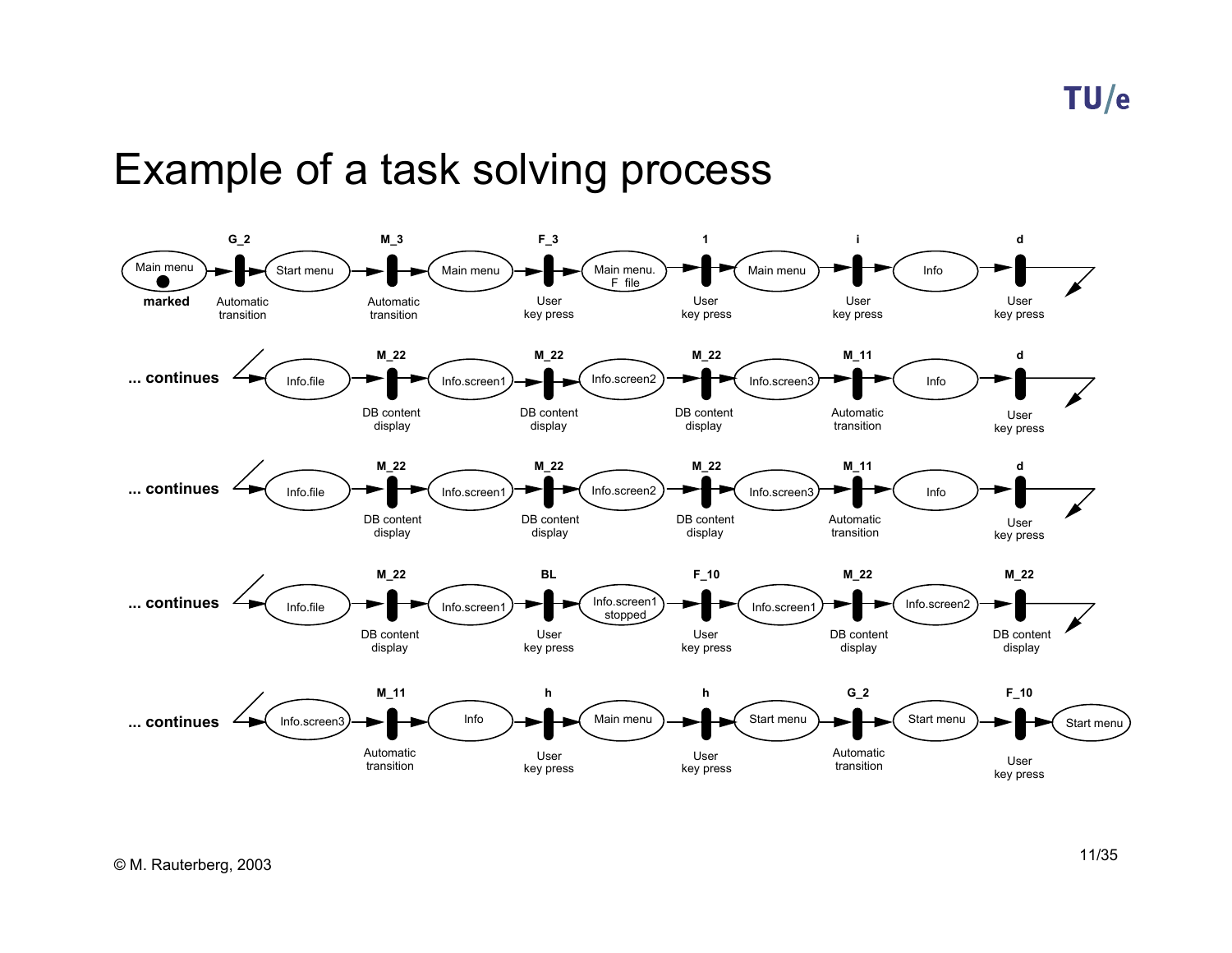# Example of a task solving process

Main menu (marked) → **G_2** (Automatic transition) → Start menu → **M_3** (Automatic transition) → Main menu → **F_3** (User key press) → Main menu. F file → **1** (User key press) → Main menu → **i** (User key press) → Info → **d** (User key press) →

**... continues** → Info.file → **M_22** (DB content display) → Info.screen1 → **M_22** (DB content display) → Info.screen2 → **M_22** (DB content display) → Info.screen3 → **M_11** (Automatic transition) → Info → **d** (User key press) →

**... continues** → Info.file → **M_22** (DB content display) → Info.screen1 → **M_22** (DB content display) → Info.screen2 → **M_22** (DB content display) → Info.screen3 → **M_11** (Automatic transition) → Info → **d** (User key press) →

**... continues** → Info.file → **M_22** (DB content display) → Info.screen1 → **BL** (User key press) → Info.screen1 stopped → **F_10** (User key press) → Info.screen1 → **M_22** (DB content display) → Info.screen2 → **M_22** (DB content display) →

**... continues** → Info.screen3 → **M_11** (Automatic transition) → Info → **h** (User key press) → Main menu → **h** (User key press) → Start menu → **G_2** (Automatic transition) → Start menu → **F_10** (User key press) → Start menu

© M. Rauterberg, 2003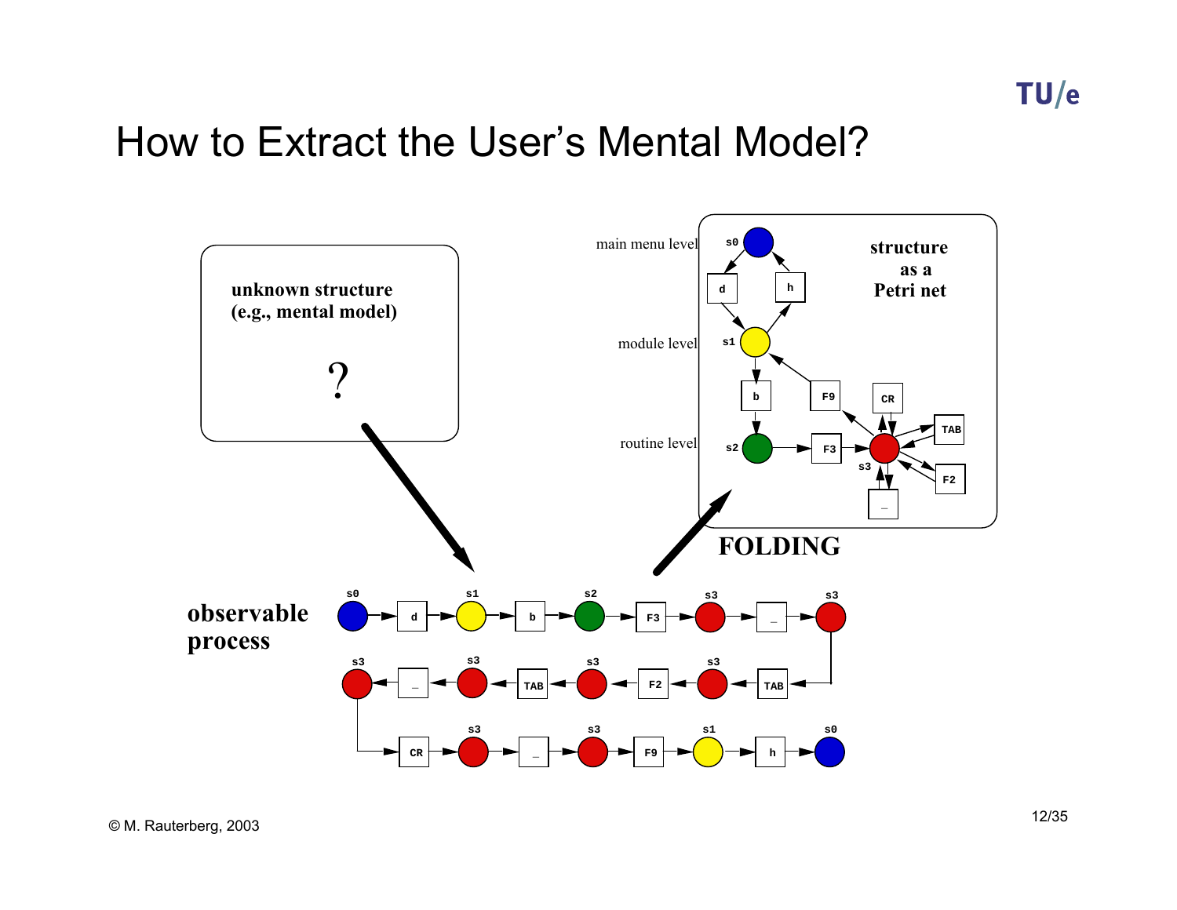# How to Extract the User's Mental Model?

**unknown structure (e.g., mental model)**

?

**structure as a Petri net**

main menu level

module level

routine level

s0, d, h, s1, b, F9, CR, TAB, s2, F3, s3, F2, _

**FOLDING**

**observable process**

s0 → d → s1 → b → s2 → F3 → s3 → _ → s3 → TAB → s3 → F2 → s3 → TAB → s3 → _ → s3 → CR → s3 → _ → s3 → F9 → s1 → h → s0

© M. Rauterberg, 2003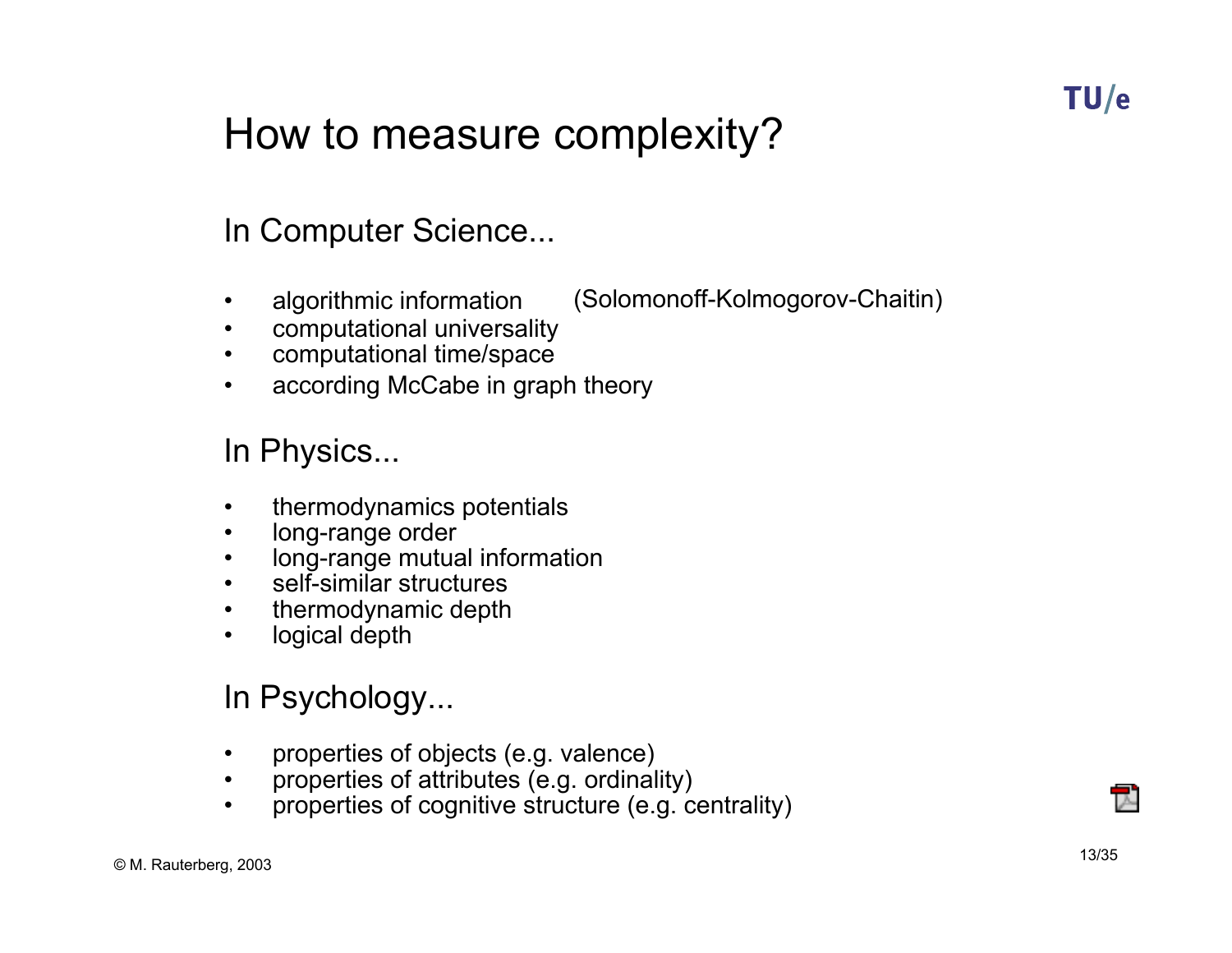# How to measure complexity?

## In Computer Science...

- algorithmic information (Solomonoff-Kolmogorov-Chaitin)
- computational universality
- computational time/space
- according McCabe in graph theory

## In Physics...

- thermodynamics potentials
- long-range order
- long-range mutual information
- self-similar structures
- thermodynamic depth
- logical depth

## In Psychology...

- properties of objects (e.g. valence)
- properties of attributes (e.g. ordinality)
- properties of cognitive structure (e.g. centrality)

© M. Rauterberg, 2003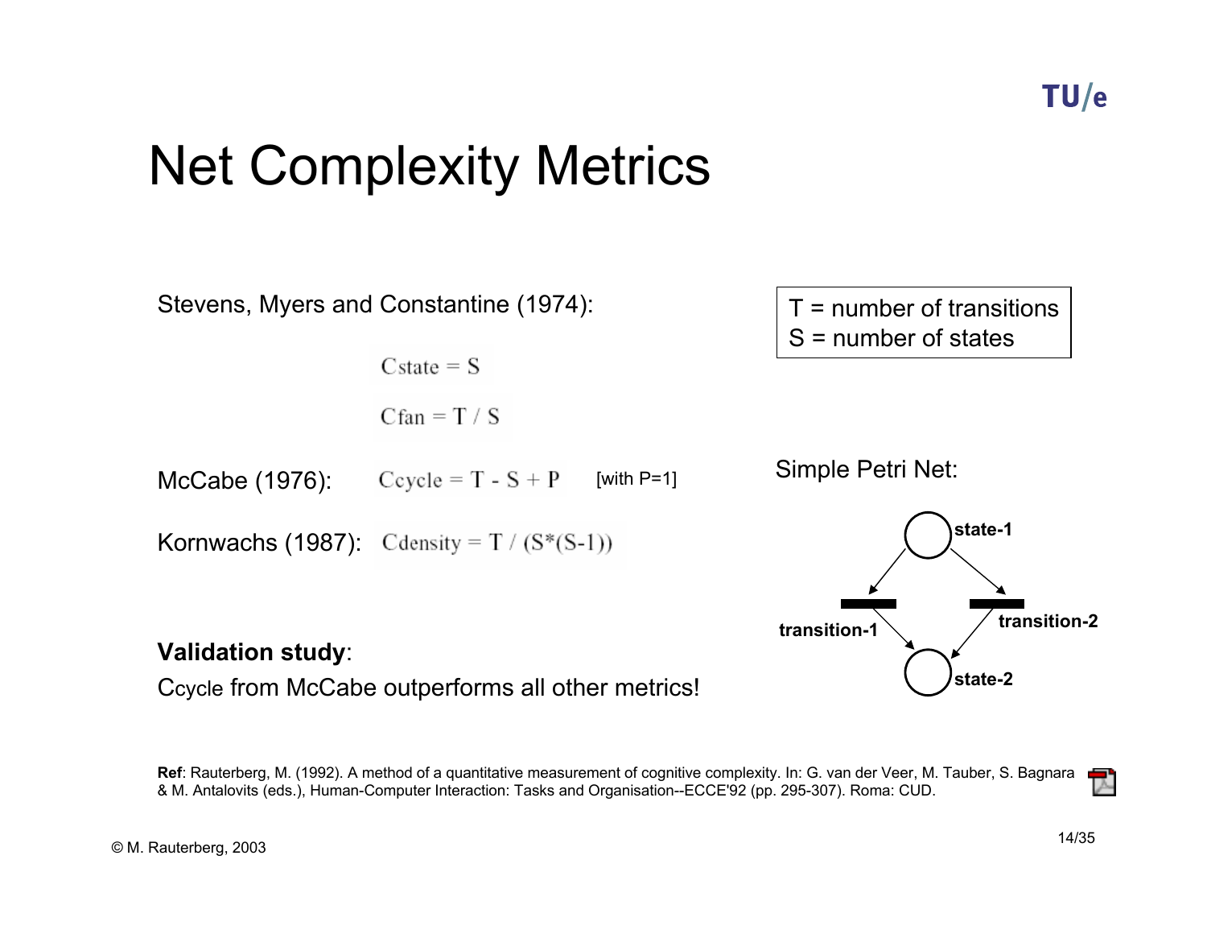# Net Complexity Metrics

Stevens, Myers and Constantine (1974):

$$C_{state} = S$$

$$C_{fan} = T / S$$

McCabe (1976): $C_{cycle} = T - S + P$ [with P=1]

Kornwachs (1987): $C_{density} = T / (S*(S-1))$

T = number of transitions
S = number of states

Simple Petri Net:

state-1
transition-1
transition-2
state-2

**Validation study**:

$C_{cycle}$ from McCabe outperforms all other metrics!

**Ref**: Rauterberg, M. (1992). A method of a quantitative measurement of cognitive complexity. In: G. van der Veer, M. Tauber, S. Bagnara & M. Antalovits (eds.), Human-Computer Interaction: Tasks and Organisation--ECCE'92 (pp. 295-307). Roma: CUD.

© M. Rauterberg, 2003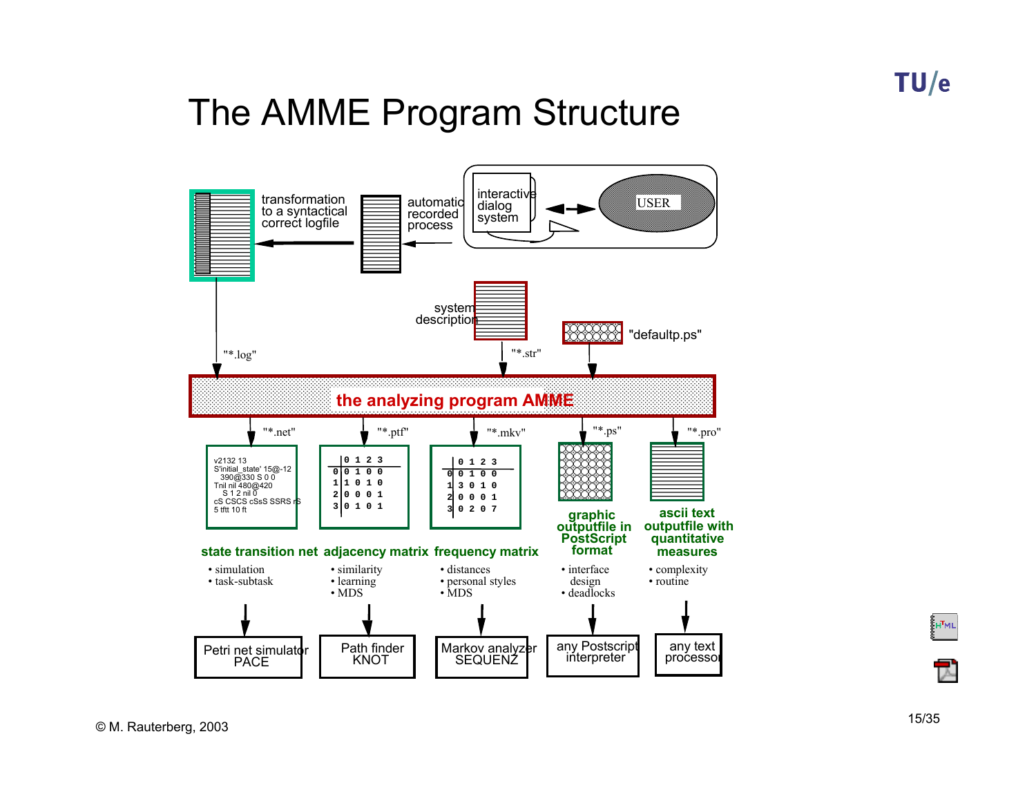# The AMME Program Structure

transformation to a syntactical correct logfile

automatic recorded process

interactive dialog system

USER

system description

"defaultp.ps"

"*.log"

"*.str"

**the analyzing program AMME**

"*.net" "*.ptf" "*.mkv" "*.ps" "*.pro"

```
v2132 13
S'initial_state' 15@-12
  390@330 S 0 0
Tnil nil 480@420
  S 1 2 nil 0
cS CSCS cSsS SSRS rS
5 tftt 10 ft
```

|   | 0 | 1 | 2 | 3 |
|---|---|---|---|---|
| 0 | 0 | 1 | 0 | 0 |
| 1 | 1 | 0 | 1 | 0 |
| 2 | 0 | 0 | 0 | 1 |
| 3 | 0 | 1 | 0 | 1 |

|   | 0 | 1 | 2 | 3 |
|---|---|---|---|---|
| 0 | 0 | 1 | 0 | 0 |
| 1 | 3 | 0 | 1 | 0 |
| 2 | 0 | 0 | 0 | 1 |
| 3 | 0 | 2 | 0 | 7 |

**state transition net**
- simulation
- task-subtask

→ Petri net simulator PACE

**adjacency matrix**
- similarity
- learning
- MDS

→ Path finder KNOT

**frequency matrix**
- distances
- personal styles
- MDS

→ Markov analyzer SEQUENZ

**graphic outputfile in PostScript format**
- interface design
- deadlocks

→ any Postscript interpreter

**ascii text outputfile with quantitative measures**
- complexity
- routine

→ any text processor

© M. Rauterberg, 2003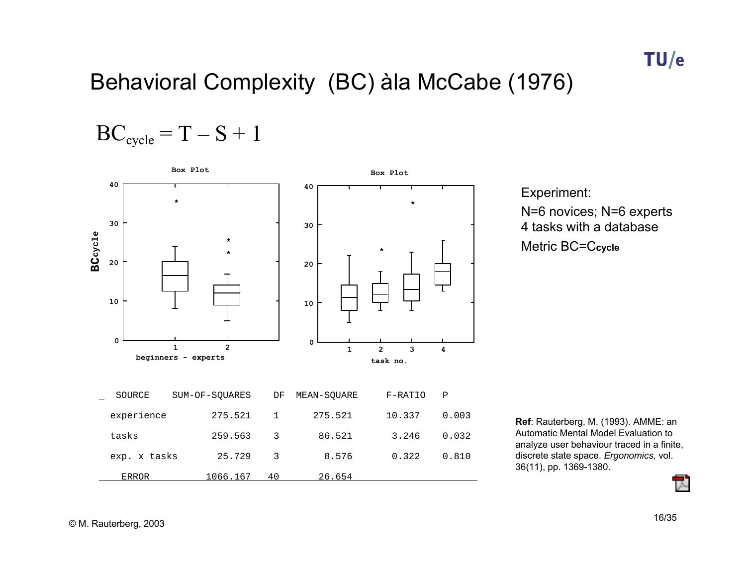# Behavioral Complexity (BC) àla McCabe (1976)

$$BC_{cycle} = T - S + 1$$

Experiment:

N=6 novices; N=6 experts

4 tasks with a database

Metric BC=$C_{cycle}$

| SOURCE | SUM-OF-SQUARES | DF | MEAN-SQUARE | F-RATIO | P |
|---|---|---|---|---|---|
| experience | 275.521 | 1 | 275.521 | 10.337 | 0.003 |
| tasks | 259.563 | 3 | 86.521 | 3.246 | 0.032 |
| exp. x tasks | 25.729 | 3 | 8.576 | 0.322 | 0.810 |
| ERROR | 1066.167 | 40 | 26.654 | | |

**Ref**: Rauterberg, M. (1993). AMME: an Automatic Mental Model Evaluation to analyze user behaviour traced in a finite, discrete state space. *Ergonomics,* vol. 36(11), pp. 1369-1380.

© M. Rauterberg, 2003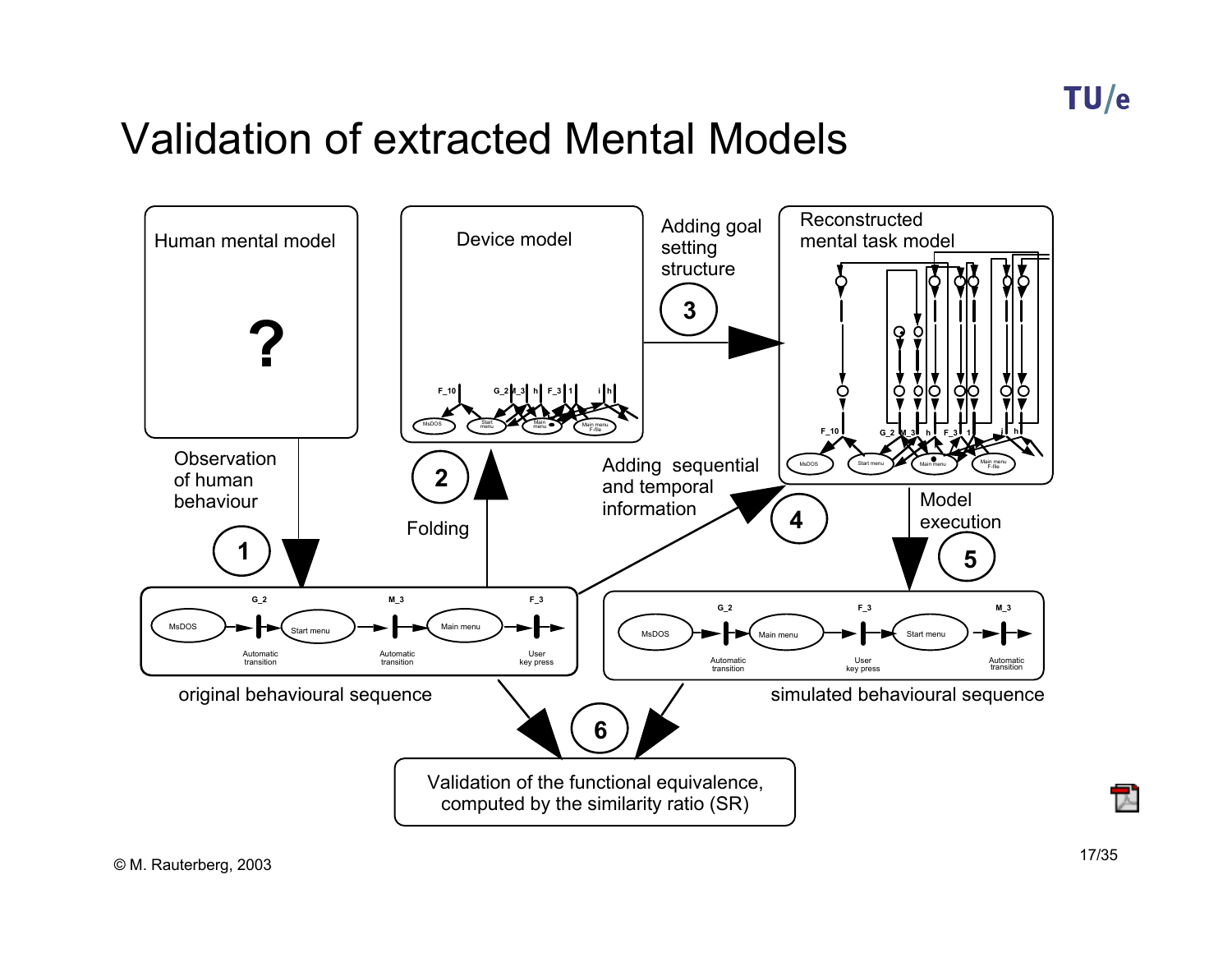# Validation of extracted Mental Models

Human mental model

?

Device model

Adding goal setting structure

3

Reconstructed mental task model

Observation of human behaviour

1

2

Folding

Adding sequential and temporal information

4

Model execution

5

original behavioural sequence

simulated behavioural sequence

6

Validation of the functional equivalence, computed by the similarity ratio (SR)

© M. Rauterberg, 2003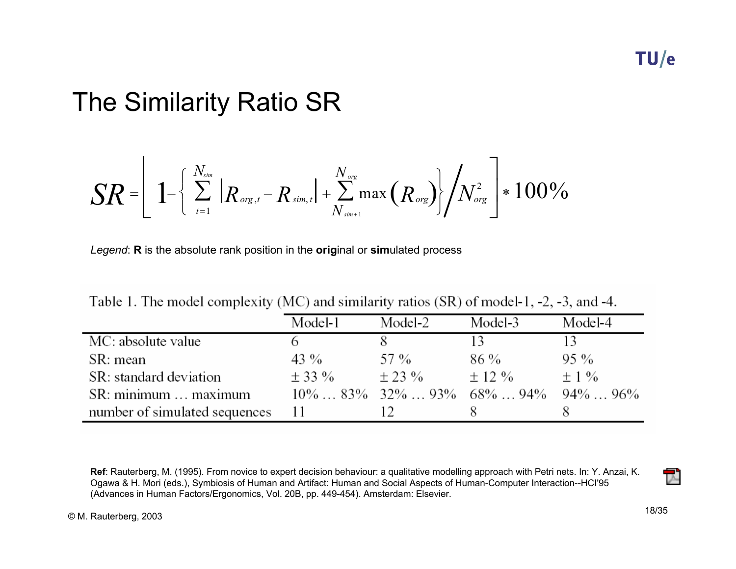# The Similarity Ratio SR

$$SR = \left[ 1 - \left\{ \sum_{t=1}^{N_{sim}} \left| R_{org,t} - R_{sim,t} \right| + \sum_{N_{sim+1}}^{N_{org}} \max\left(R_{org}\right) \right\} \Big/ N_{org}^{2} \right] * 100\%$$

*Legend*: **R** is the absolute rank position in the **orig**inal or **sim**ulated process

Table 1. The model complexity (MC) and similarity ratios (SR) of model-1, -2, -3, and -4.

| | Model-1 | Model-2 | Model-3 | Model-4 |
|---|---|---|---|---|
| MC: absolute value | 6 | 8 | 13 | 13 |
| SR: mean | 43 % | 57 % | 86 % | 95 % |
| SR: standard deviation | ± 33 % | ± 23 % | ± 12 % | ± 1 % |
| SR: minimum … maximum | 10% … 83% | 32% … 93% | 68% … 94% | 94% … 96% |
| number of simulated sequences | 11 | 12 | 8 | 8 |

**Ref**: Rauterberg, M. (1995). From novice to expert decision behaviour: a qualitative modelling approach with Petri nets. In: Y. Anzai, K. Ogawa & H. Mori (eds.), Symbiosis of Human and Artifact: Human and Social Aspects of Human-Computer Interaction--HCI'95 (Advances in Human Factors/Ergonomics, Vol. 20B, pp. 449-454). Amsterdam: Elsevier.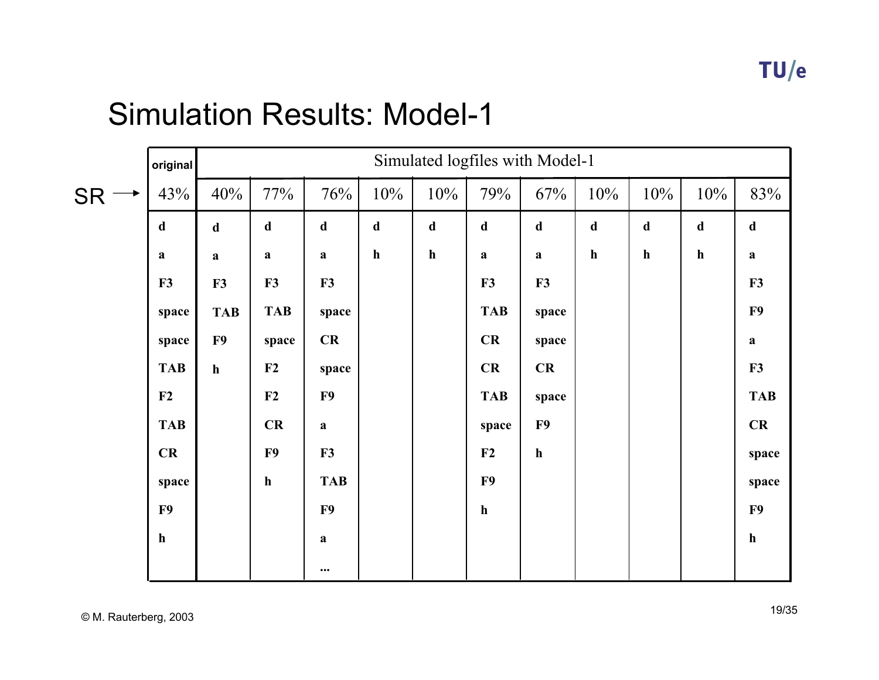# Simulation Results: Model-1

| | original | Simulated logfiles with Model-1 | | | | | | | | | | |
|---|---|---|---|---|---|---|---|---|---|---|---|---|
| SR → | 43% | 40% | 77% | 76% | 10% | 10% | 79% | 67% | 10% | 10% | 10% | 83% |
| | **d** | **d** | **d** | **d** | **d** | **d** | **d** | **d** | **d** | **d** | **d** | **d** |
| | **a** | **a** | **a** | **a** | **h** | **h** | **a** | **a** | **h** | **h** | **h** | **a** |
| | **F3** | **F3** | **F3** | **F3** | | | **F3** | **F3** | | | | **F3** |
| | **space** | **TAB** | **TAB** | **space** | | | **TAB** | **space** | | | | **F9** |
| | **space** | **F9** | **space** | **CR** | | | **CR** | **space** | | | | **a** |
| | **TAB** | **h** | **F2** | **space** | | | **CR** | **CR** | | | | **F3** |
| | **F2** | | **F2** | **F9** | | | **TAB** | **space** | | | | **TAB** |
| | **TAB** | | **CR** | **a** | | | **space** | **F9** | | | | **CR** |
| | **CR** | | **F9** | **F3** | | | **F2** | **h** | | | | **space** |
| | **space** | | **h** | **TAB** | | | **F9** | | | | | **space** |
| | **F9** | | | **F9** | | | **h** | | | | | **F9** |
| | **h** | | | **a** | | | | | | | | **h** |
| | | | | **...** | | | | | | | | |

© M. Rauterberg, 2003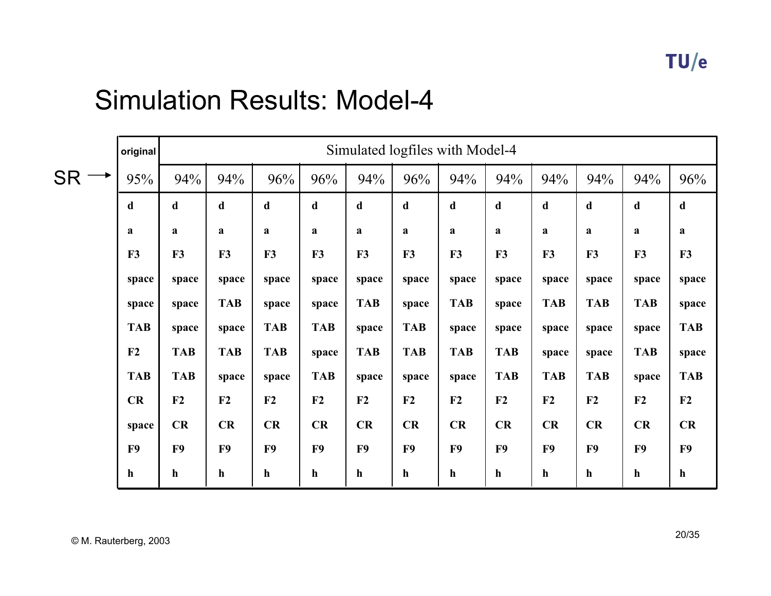# Simulation Results: Model-4

| | original | Simulated logfiles with Model-4 | | | | | | | | | | | |
|---|---|---|---|---|---|---|---|---|---|---|---|---|---|
| SR → | 95% | 94% | 94% | 96% | 96% | 94% | 96% | 94% | 94% | 94% | 94% | 94% | 96% |
| | **d** | **d** | **d** | **d** | **d** | **d** | **d** | **d** | **d** | **d** | **d** | **d** | **d** |
| | **a** | **a** | **a** | **a** | **a** | **a** | **a** | **a** | **a** | **a** | **a** | **a** | **a** |
| | **F3** | **F3** | **F3** | **F3** | **F3** | **F3** | **F3** | **F3** | **F3** | **F3** | **F3** | **F3** | **F3** |
| | **space** | **space** | **space** | **space** | **space** | **space** | **space** | **space** | **space** | **space** | **space** | **space** | **space** |
| | **space** | **space** | **TAB** | **space** | **space** | **TAB** | **space** | **TAB** | **space** | **TAB** | **TAB** | **TAB** | **space** |
| | **TAB** | **space** | **space** | **TAB** | **TAB** | **space** | **TAB** | **space** | **space** | **space** | **space** | **space** | **TAB** |
| | **F2** | **TAB** | **TAB** | **TAB** | **space** | **TAB** | **TAB** | **TAB** | **TAB** | **space** | **space** | **TAB** | **space** |
| | **TAB** | **TAB** | **space** | **space** | **TAB** | **space** | **space** | **space** | **TAB** | **TAB** | **TAB** | **space** | **TAB** |
| | **CR** | **F2** | **F2** | **F2** | **F2** | **F2** | **F2** | **F2** | **F2** | **F2** | **F2** | **F2** | **F2** |
| | **space** | **CR** | **CR** | **CR** | **CR** | **CR** | **CR** | **CR** | **CR** | **CR** | **CR** | **CR** | **CR** |
| | **F9** | **F9** | **F9** | **F9** | **F9** | **F9** | **F9** | **F9** | **F9** | **F9** | **F9** | **F9** | **F9** |
| | **h** | **h** | **h** | **h** | **h** | **h** | **h** | **h** | **h** | **h** | **h** | **h** | **h** |

© M. Rauterberg, 2003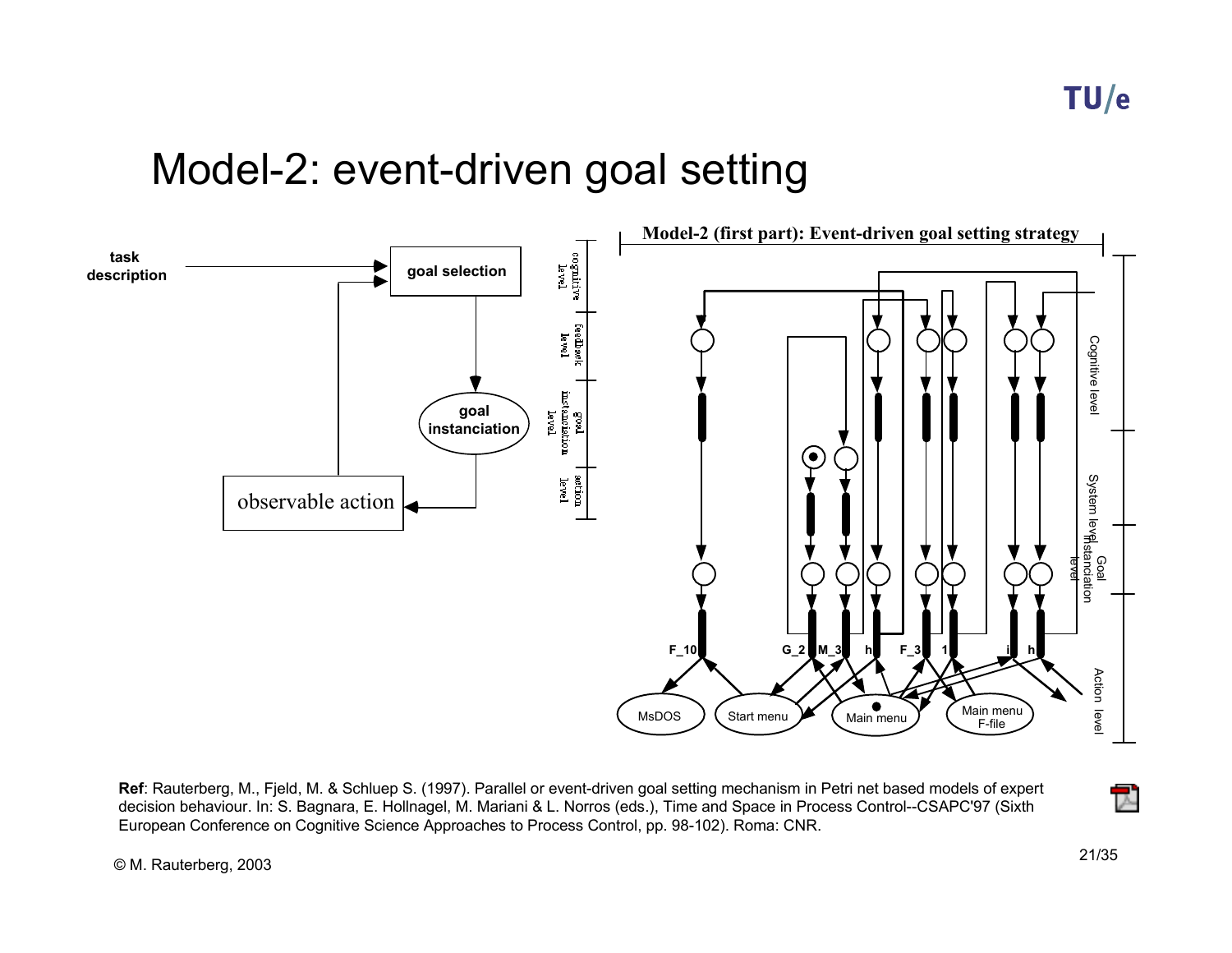# Model-2: event-driven goal setting

**Ref**: Rauterberg, M., Fjeld, M. & Schluep S. (1997). Parallel or event-driven goal setting mechanism in Petri net based models of expert decision behaviour. In: S. Bagnara, E. Hollnagel, M. Mariani & L. Norros (eds.), Time and Space in Process Control--CSAPC'97 (Sixth European Conference on Cognitive Science Approaches to Process Control, pp. 98-102). Roma: CNR.

© M. Rauterberg, 2003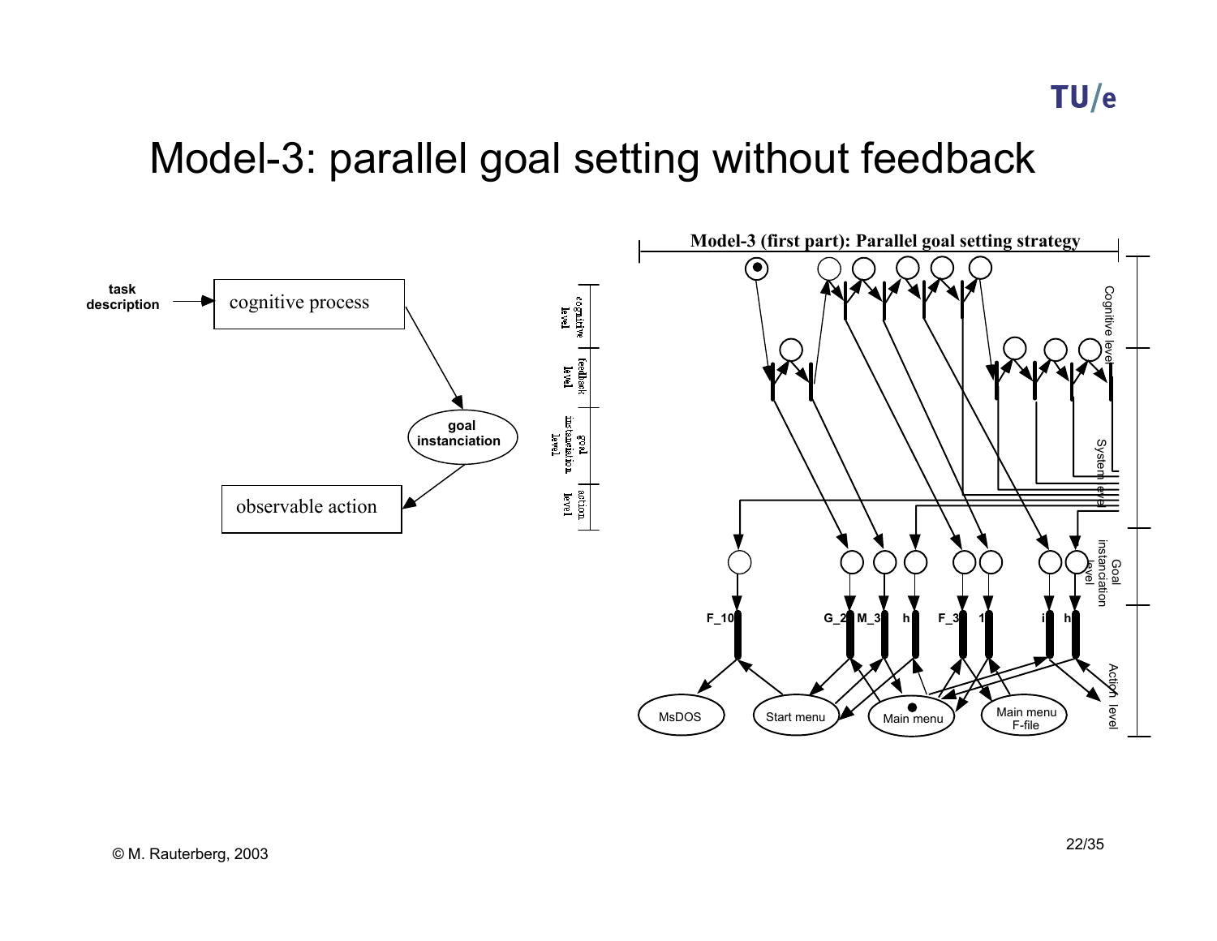# Model-3: parallel goal setting without feedback

task description → cognitive process → goal instanciation → observable action

cognitive level | feedback level | goal instanciation level | action level

**Model-3 (first part): Parallel goal setting strategy**

Cognitive level | System level | Goal instanciation level | Action level

F_10 | G_2 | M_3 | h | F_3 | 1 | i | h

MsDOS | Start menu | Main menu | Main menu F-file

© M. Rauterberg, 2003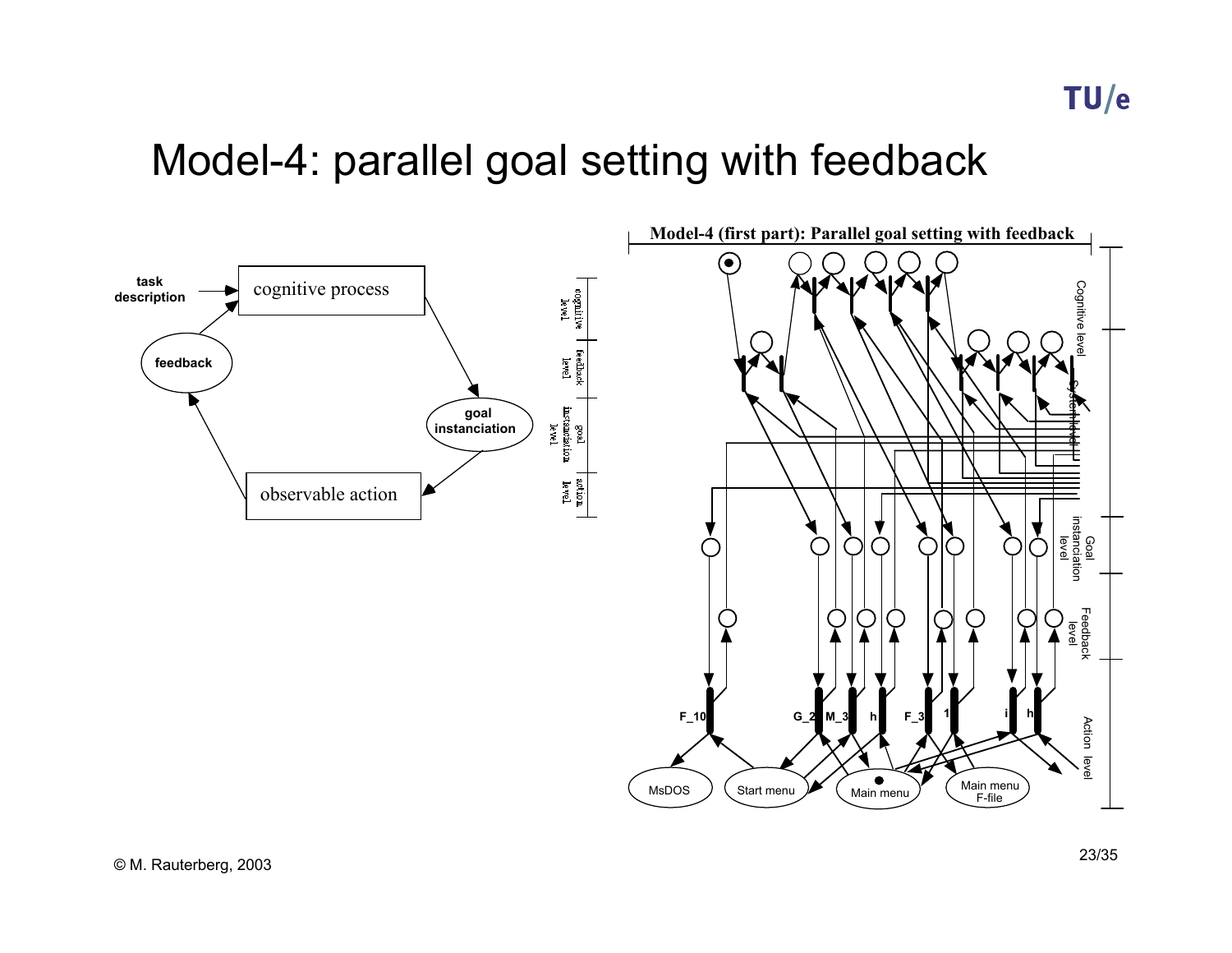# Model-4: parallel goal setting with feedback

task description → cognitive process → goal instanciation → observable action → feedback → cognitive process

cognitive level | feedback level | goal instanciation level | action level

**Model-4 (first part): Parallel goal setting with feedback**

Cognitive level | System level | Goal instanciation level | Feedback level | Action level

F_10, G_2, M_3, h, F_3, 1, i, h

MsDOS, Start menu, Main menu, Main menu F-file

© M. Rauterberg, 2003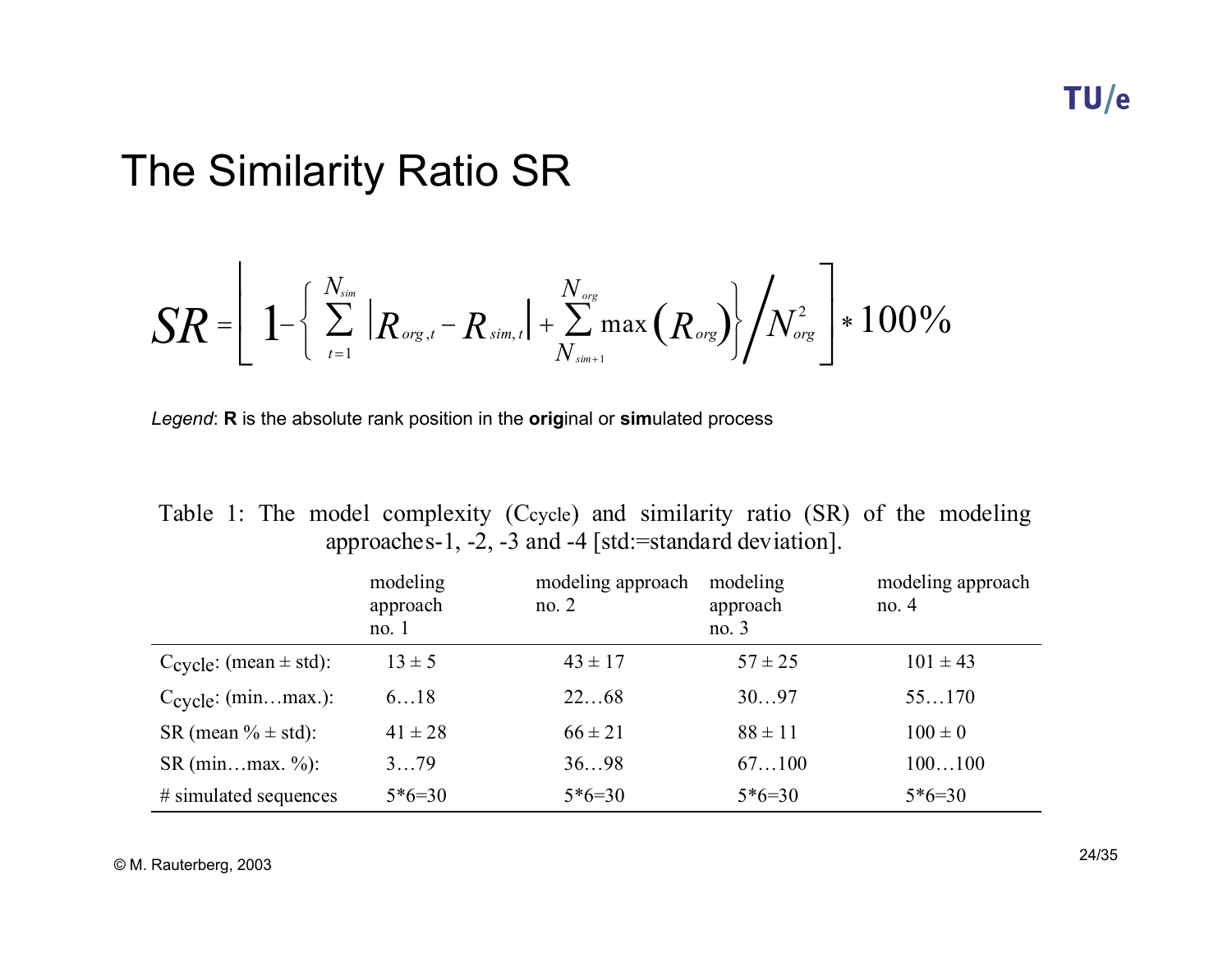# The Similarity Ratio SR

$$SR = \left[ 1 - \left\{ \sum_{t=1}^{N_{sim}} \left| R_{org,t} - R_{sim,t} \right| + \sum_{N_{sim+1}}^{N_{org}} \max\left(R_{org}\right) \right\} \Big/ N_{org}^{2} \right] * 100\%$$

*Legend*: **R** is the absolute rank position in the **orig**inal or **sim**ulated process

Table 1: The model complexity ($C_{cycle}$) and similarity ratio (SR) of the modeling approaches-1, -2, -3 and -4 [std:=standard deviation].

| | modeling approach no. 1 | modeling approach no. 2 | modeling approach no. 3 | modeling approach no. 4 |
|---|---|---|---|---|
| $C_{cycle}$: (mean ± std): | 13 ± 5 | 43 ± 17 | 57 ± 25 | 101 ± 43 |
| $C_{cycle}$: (min…max.): | 6…18 | 22…68 | 30…97 | 55…170 |
| SR (mean % ± std): | 41 ± 28 | 66 ± 21 | 88 ± 11 | 100 ± 0 |
| SR (min…max. %): | 3…79 | 36…98 | 67…100 | 100…100 |
| # simulated sequences | 5*6=30 | 5*6=30 | 5*6=30 | 5*6=30 |

© M. Rauterberg, 2003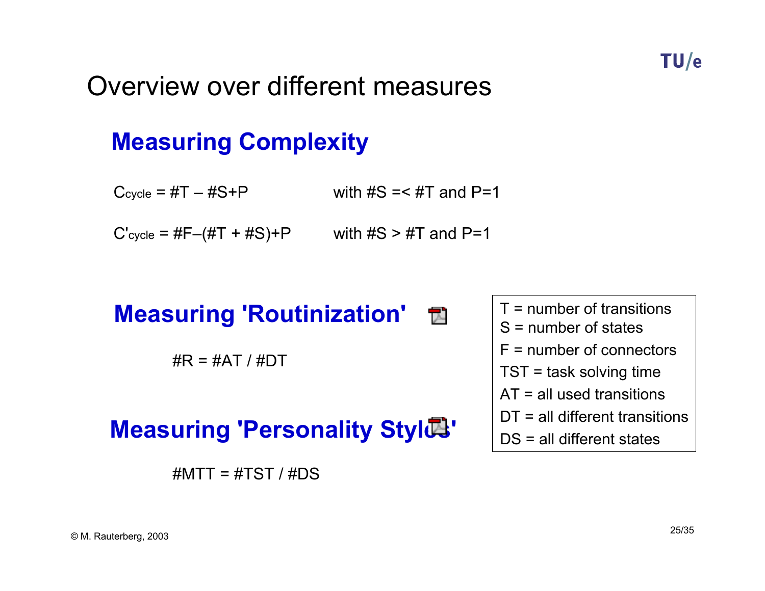# Overview over different measures

## Measuring Complexity

$C_{cycle} = \#T - \#S + P$ with #S =< #T and P=1

$C'_{cycle} = \#F - (\#T + \#S) + P$ with #S > #T and P=1

## Measuring 'Routinization'

$\#R = \#AT / \#DT$

## Measuring 'Personality Styles'

$\#MTT = \#TST / \#DS$

T = number of transitions
S = number of states
F = number of connectors
TST = task solving time
AT = all used transitions
DT = all different transitions
DS = all different states

© M. Rauterberg, 2003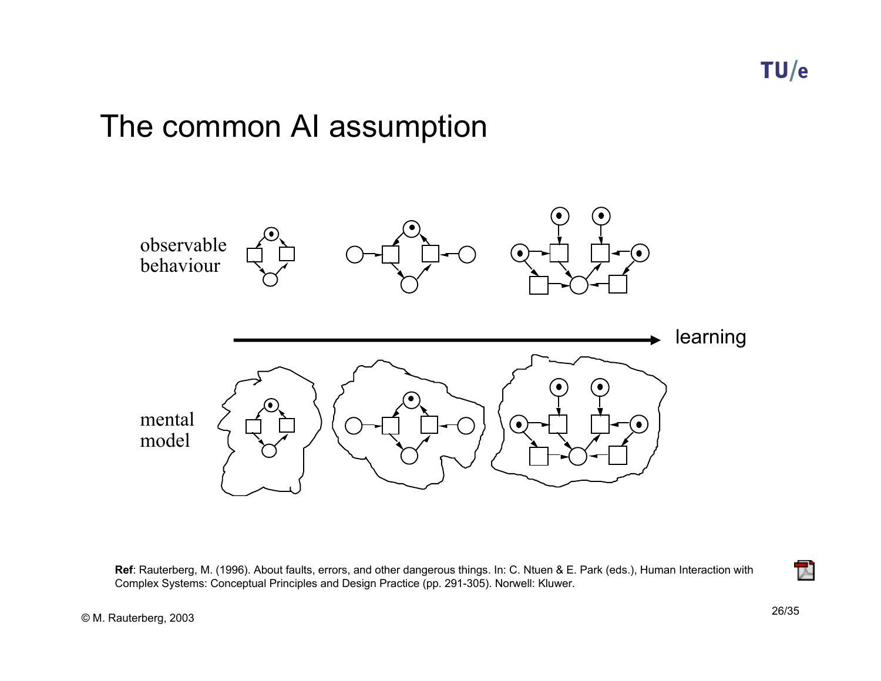# The common AI assumption

observable behaviour

learning

mental model

**Ref**: Rauterberg, M. (1996). About faults, errors, and other dangerous things. In: C. Ntuen & E. Park (eds.), Human Interaction with Complex Systems: Conceptual Principles and Design Practice (pp. 291-305). Norwell: Kluwer.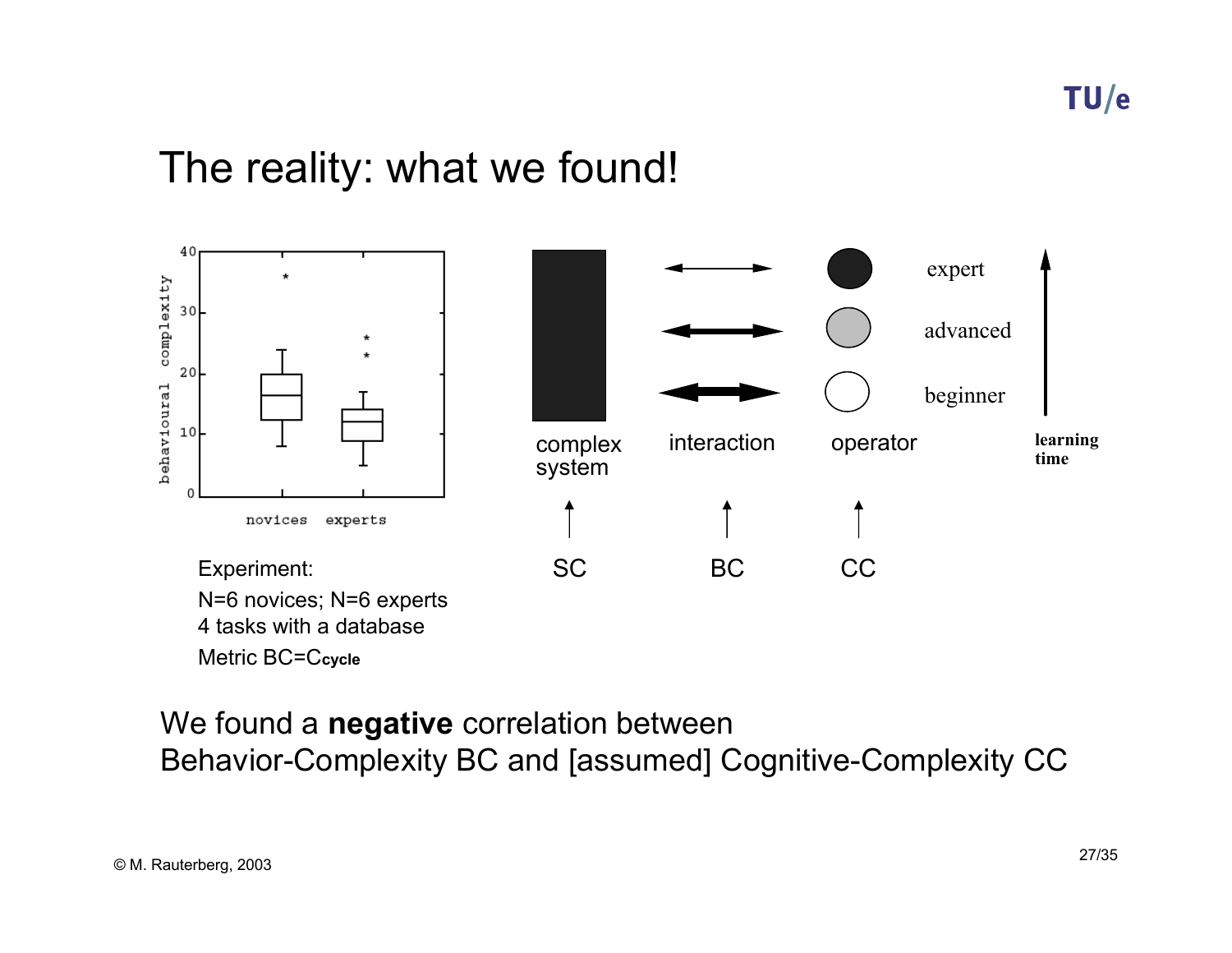# The reality: what we found!

Experiment:

N=6 novices; N=6 experts

4 tasks with a database

Metric BC=$C_{cycle}$

complex system — interaction — operator

SC — BC — CC

expert / advanced / beginner

learning time

We found a **negative** correlation between Behavior-Complexity BC and [assumed] Cognitive-Complexity CC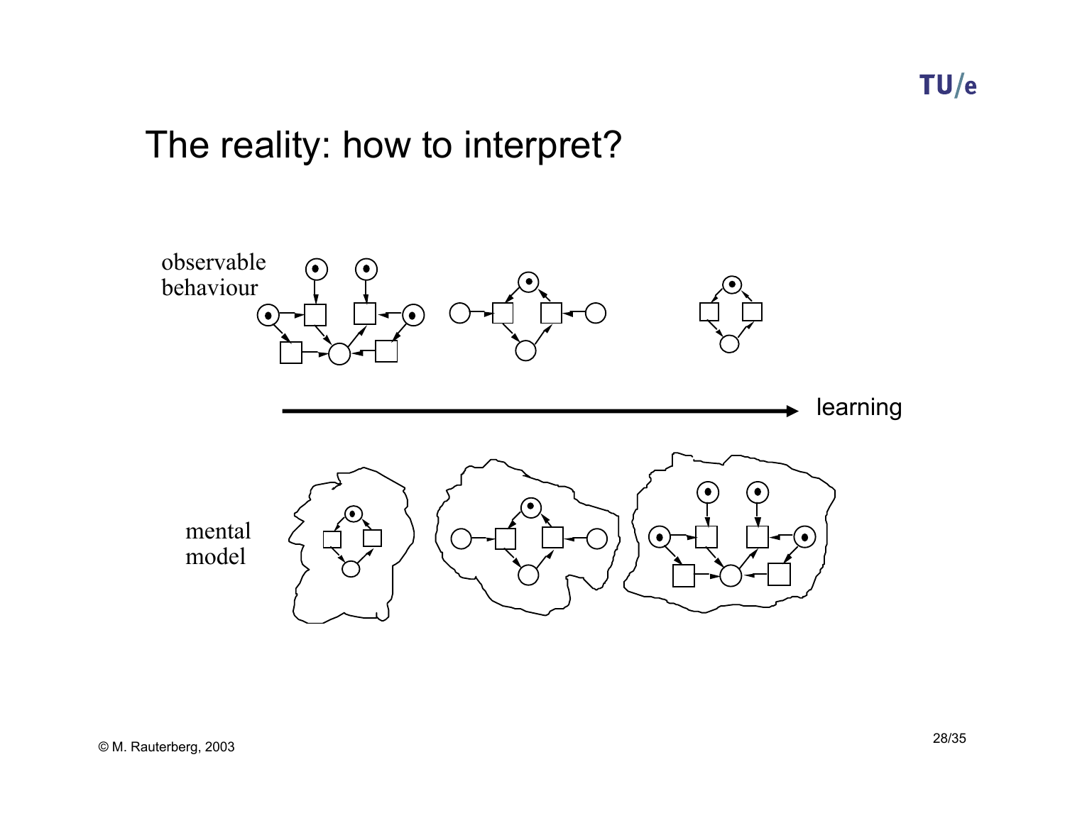# The reality: how to interpret?

observable behaviour

learning

mental model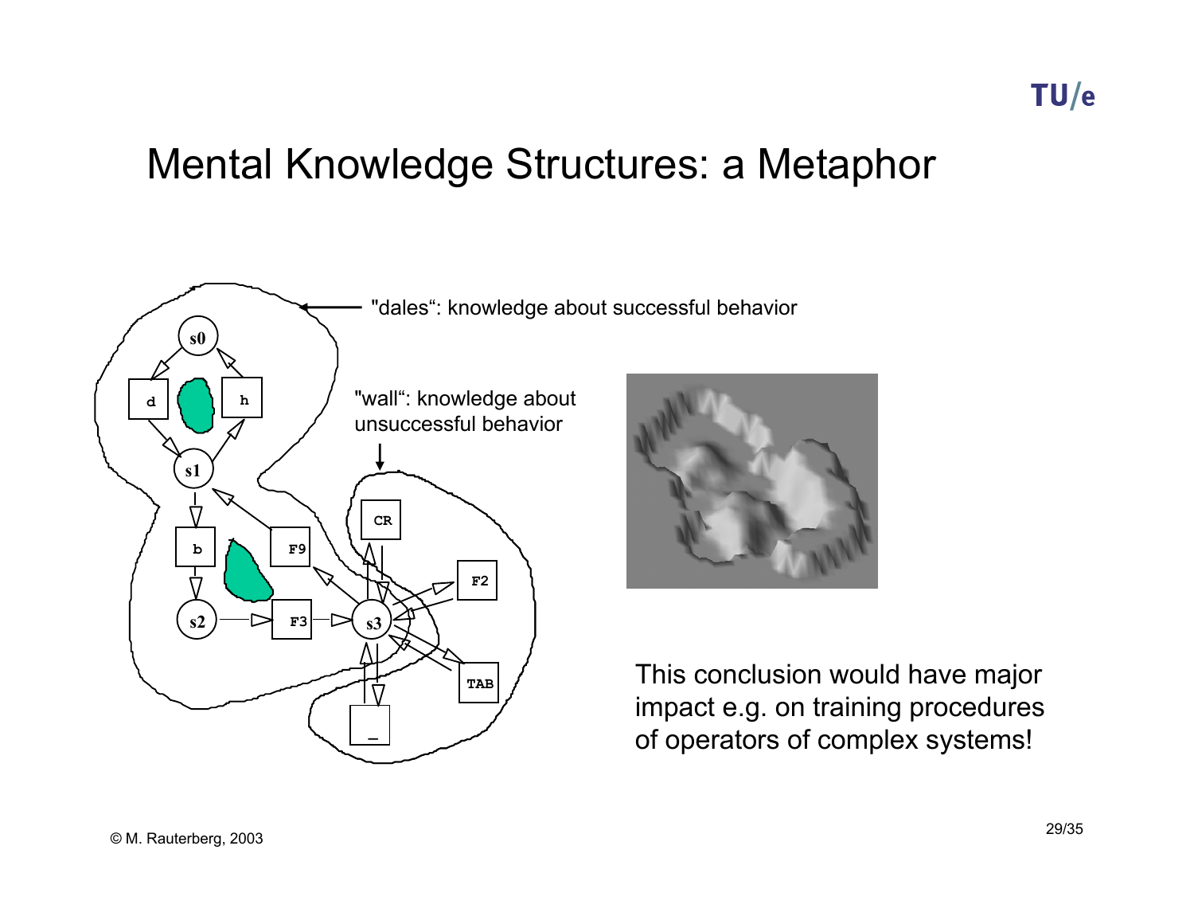# Mental Knowledge Structures: a Metaphor

"dales": knowledge about successful behavior

"wall": knowledge about unsuccessful behavior

This conclusion would have major impact e.g. on training procedures of operators of complex systems!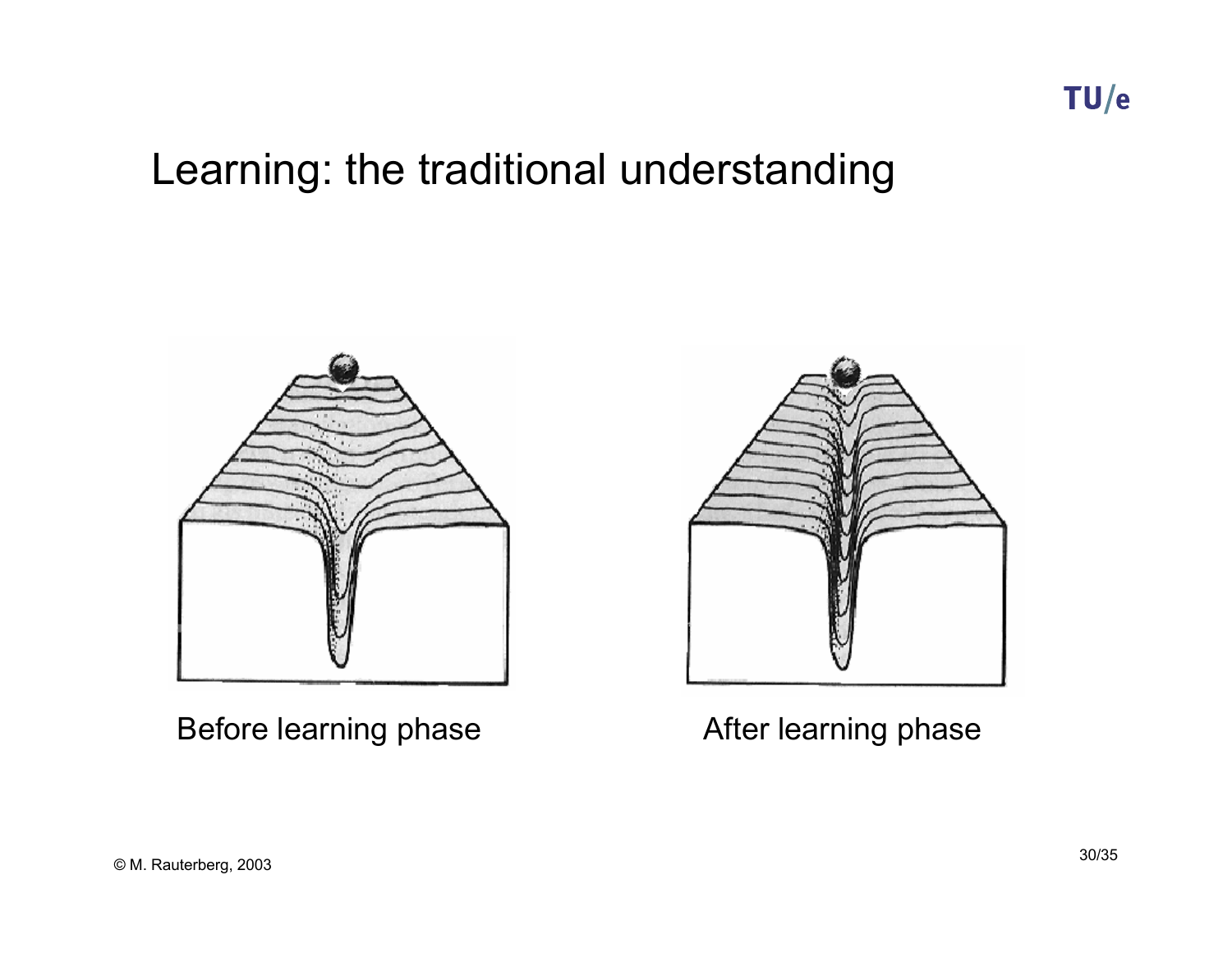# Learning: the traditional understanding

Before learning phase

After learning phase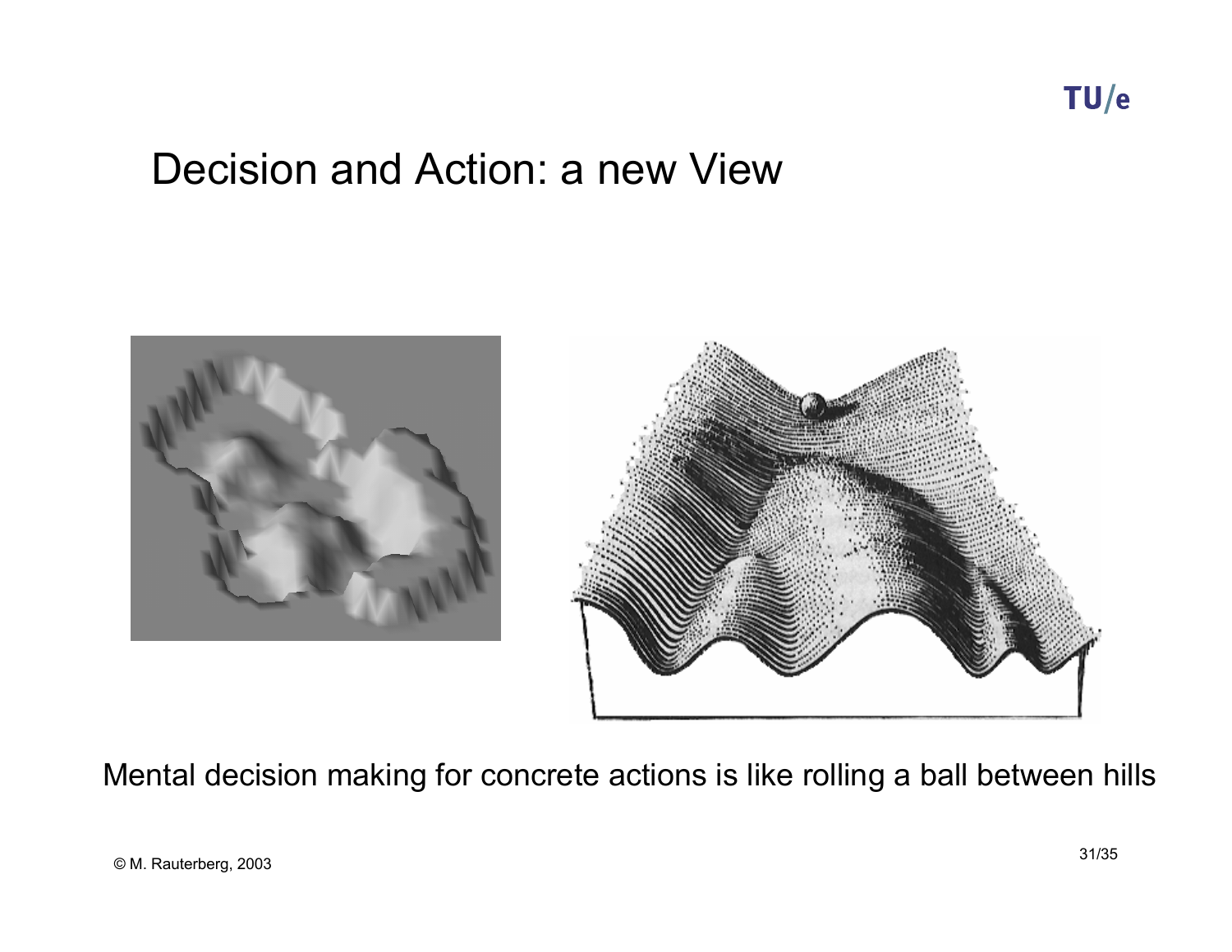# Decision and Action: a new View

Mental decision making for concrete actions is like rolling a ball between hills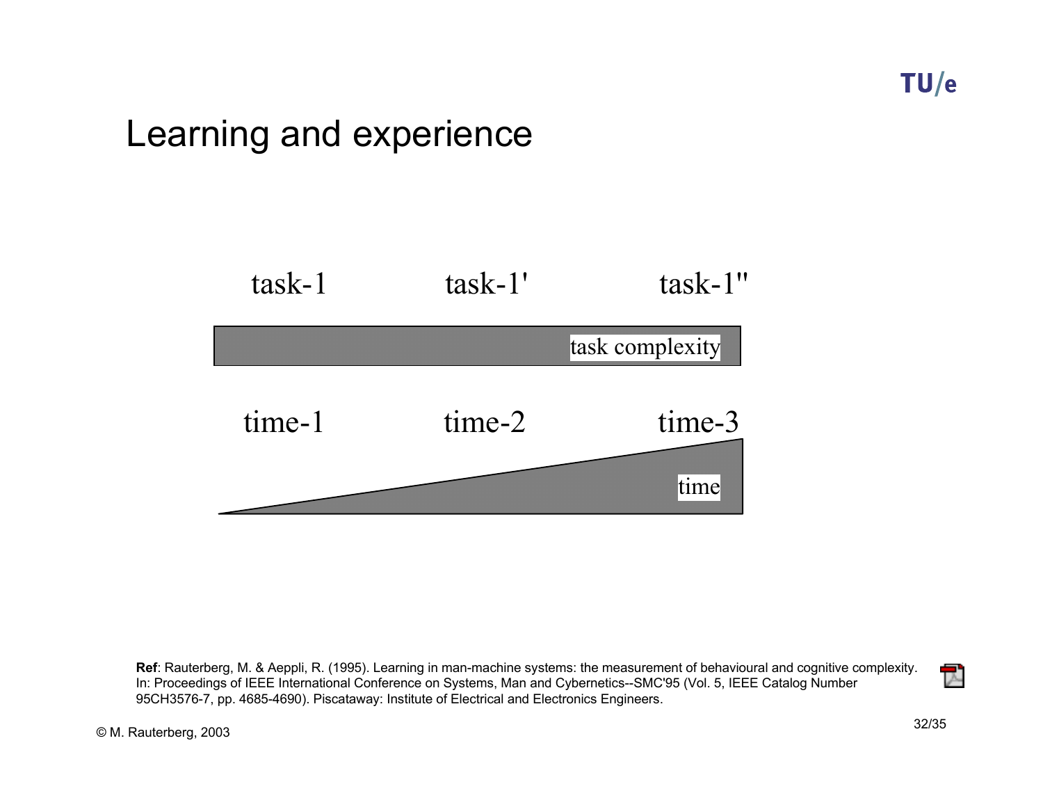# Learning and experience

task-1 task-1' task-1''

task complexity

time-1 time-2 time-3

time

**Ref**: Rauterberg, M. & Aeppli, R. (1995). Learning in man-machine systems: the measurement of behavioural and cognitive complexity. In: Proceedings of IEEE International Conference on Systems, Man and Cybernetics--SMC'95 (Vol. 5, IEEE Catalog Number 95CH3576-7, pp. 4685-4690). Piscataway: Institute of Electrical and Electronics Engineers.

© M. Rauterberg, 2003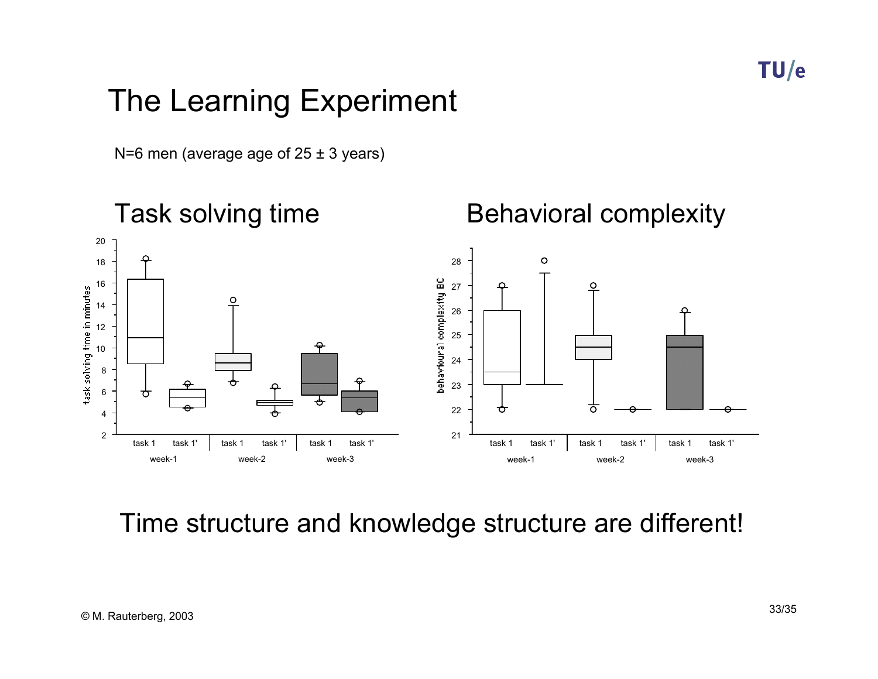# The Learning Experiment

N=6 men (average age of 25 ± 3 years)

## Task solving time

## Behavioral complexity

Time structure and knowledge structure are different!

© M. Rauterberg, 2003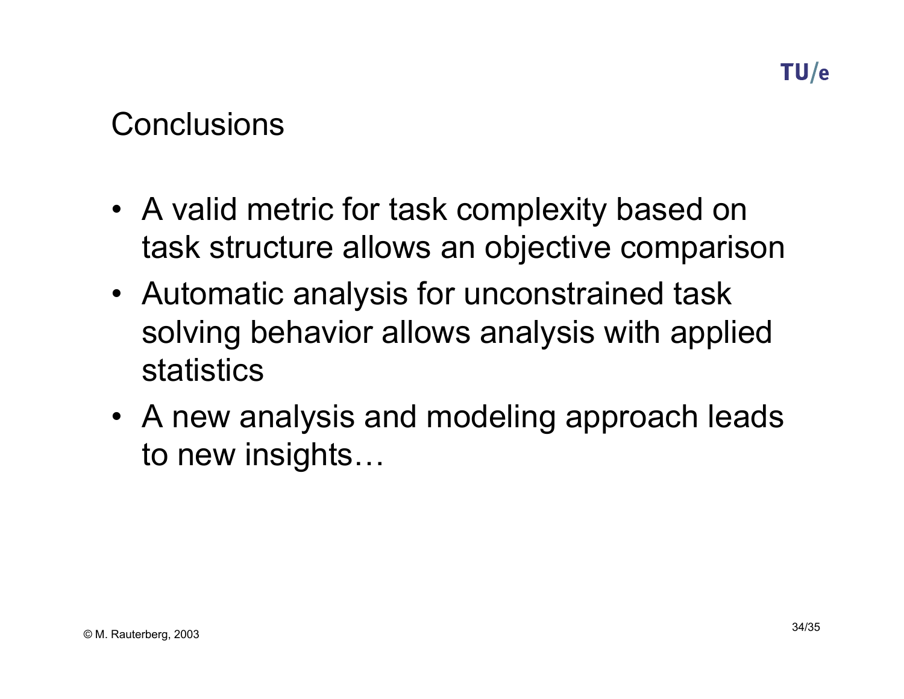# Conclusions

- A valid metric for task complexity based on task structure allows an objective comparison
- Automatic analysis for unconstrained task solving behavior allows analysis with applied statistics
- A new analysis and modeling approach leads to new insights…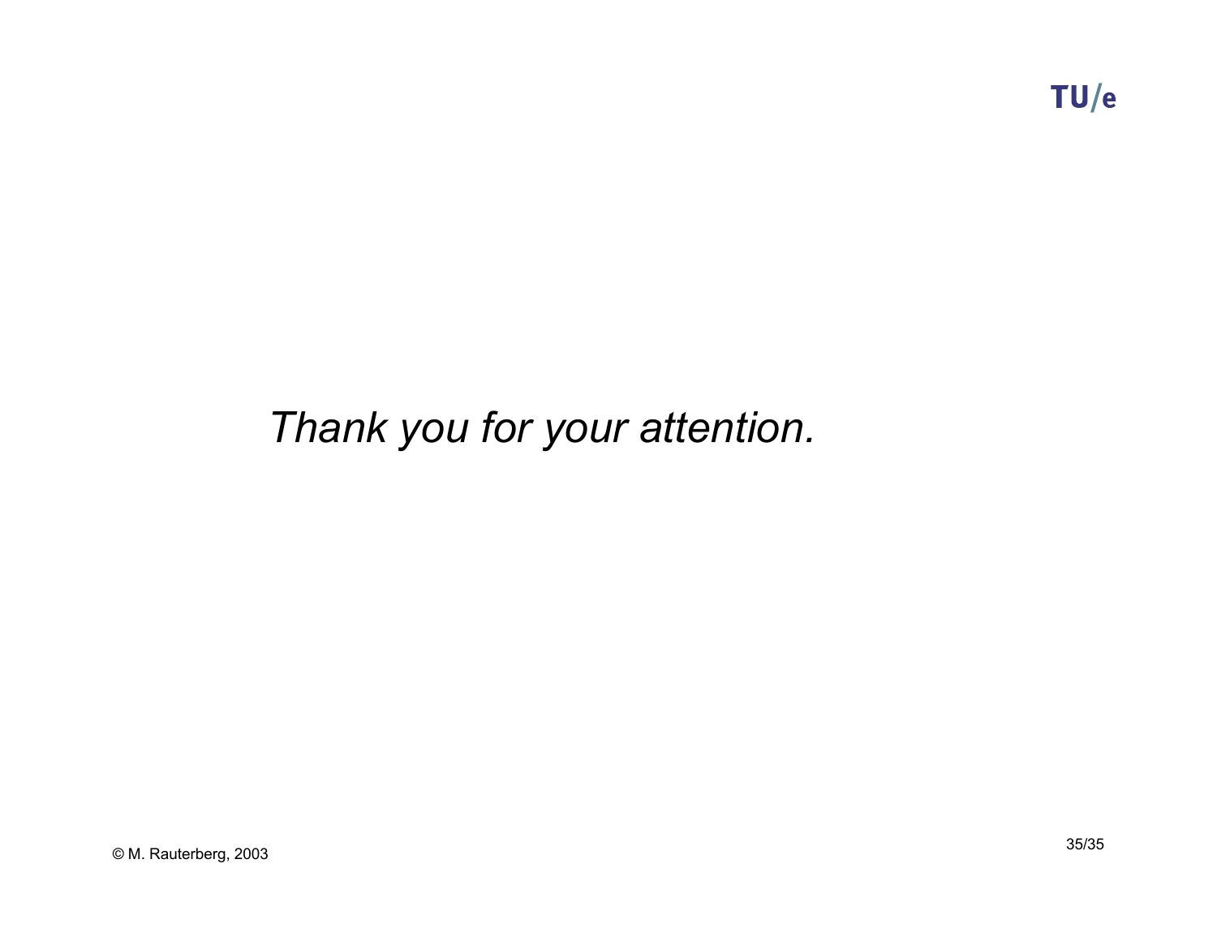*Thank you for your attention.*